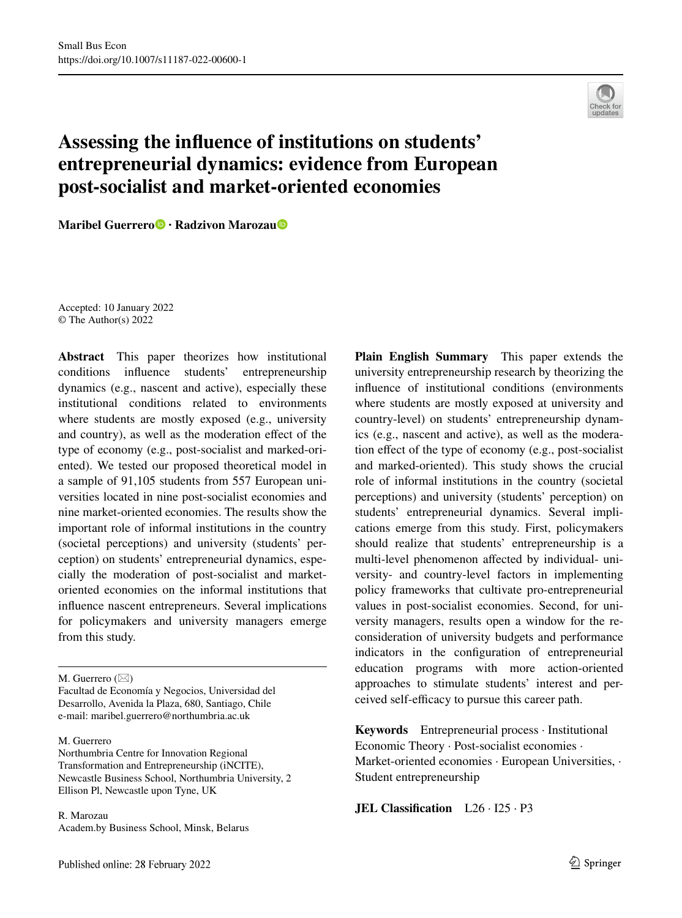# Assessing the influence of institutions on students' entrepreneurial dynamics: evidence from European post-socialist and market-oriented economies

**Maribel Guerrero · Radzivon Marozau**

Accepted: 10 January 2022
© The Author(s) 2022

**Abstract** This paper theorizes how institutional conditions influence students' entrepreneurship dynamics (e.g., nascent and active), especially these institutional conditions related to environments where students are mostly exposed (e.g., university and country), as well as the moderation effect of the type of economy (e.g., post-socialist and marked-oriented). We tested our proposed theoretical model in a sample of 91,105 students from 557 European universities located in nine post-socialist economies and nine market-oriented economies. The results show the important role of informal institutions in the country (societal perceptions) and university (students' perception) on students' entrepreneurial dynamics, especially the moderation of post-socialist and market-oriented economies on the informal institutions that influence nascent entrepreneurs. Several implications for policymakers and university managers emerge from this study.

**Plain English Summary** This paper extends the university entrepreneurship research by theorizing the influence of institutional conditions (environments where students are mostly exposed at university and country-level) on students' entrepreneurship dynamics (e.g., nascent and active), as well as the moderation effect of the type of economy (e.g., post-socialist and marked-oriented). This study shows the crucial role of informal institutions in the country (societal perceptions) and university (students' perception) on students' entrepreneurial dynamics. Several implications emerge from this study. First, policymakers should realize that students' entrepreneurship is a multi-level phenomenon affected by individual- university- and country-level factors in implementing policy frameworks that cultivate pro-entrepreneurial values in post-socialist economies. Second, for university managers, results open a window for the reconsideration of university budgets and performance indicators in the configuration of entrepreneurial education programs with more action-oriented approaches to stimulate students' interest and perceived self-efficacy to pursue this career path.

**Keywords** Entrepreneurial process · Institutional Economic Theory · Post-socialist economies · Market-oriented economies · European Universities, · Student entrepreneurship

**JEL Classification** L26 · I25 · P3

M. Guerrero (✉)
Facultad de Economía y Negocios, Universidad del Desarrollo, Avenida la Plaza, 680, Santiago, Chile
e-mail: maribel.guerrero@northumbria.ac.uk

M. Guerrero
Northumbria Centre for Innovation Regional Transformation and Entrepreneurship (iNCITE), Newcastle Business School, Northumbria University, 2 Ellison Pl, Newcastle upon Tyne, UK

R. Marozau
Academ.by Business School, Minsk, Belarus

Published online: 28 February 2022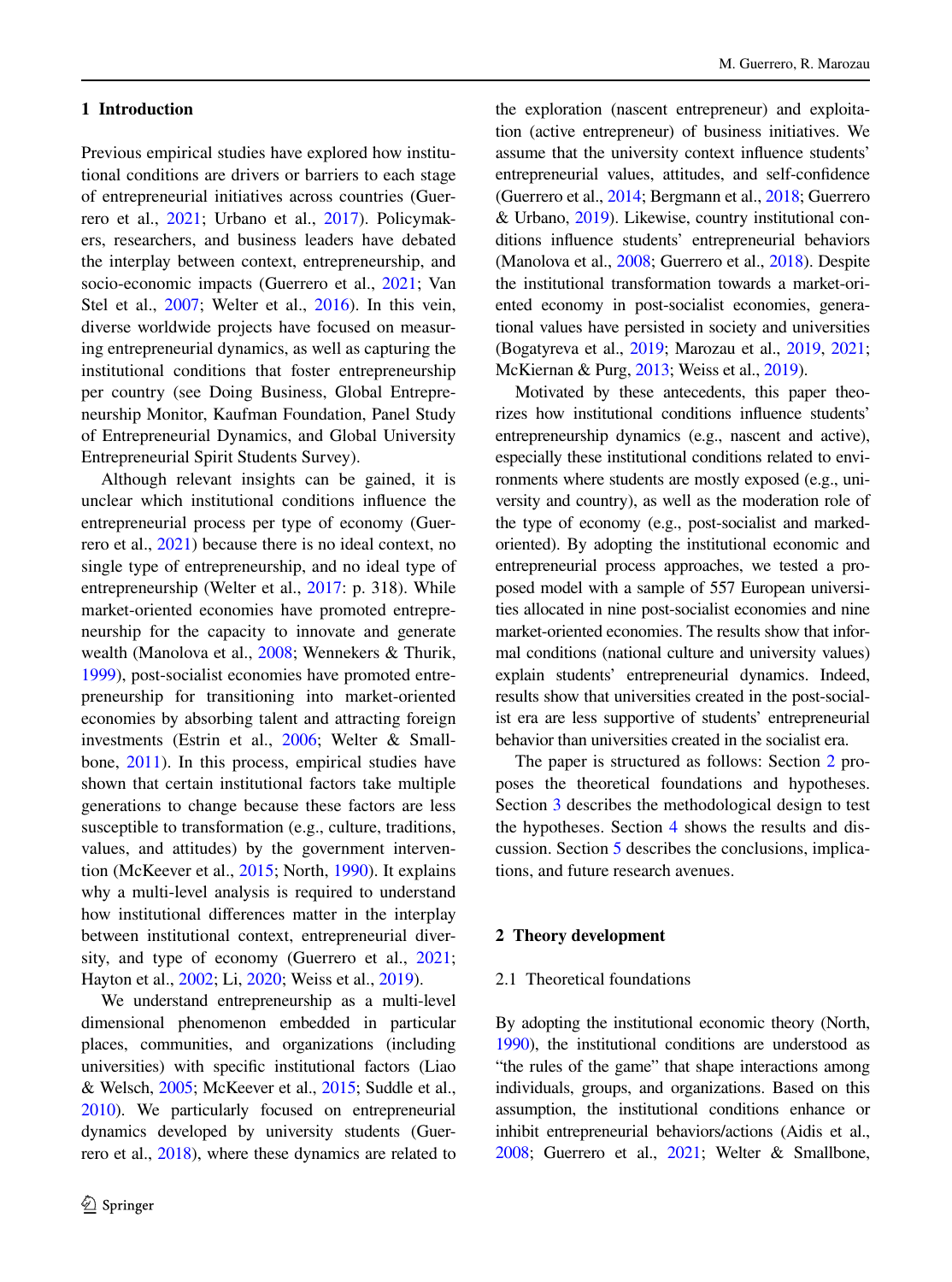## 1 Introduction

Previous empirical studies have explored how institutional conditions are drivers or barriers to each stage of entrepreneurial initiatives across countries (Guerrero et al., 2021; Urbano et al., 2017). Policymakers, researchers, and business leaders have debated the interplay between context, entrepreneurship, and socio-economic impacts (Guerrero et al., 2021; Van Stel et al., 2007; Welter et al., 2016). In this vein, diverse worldwide projects have focused on measuring entrepreneurial dynamics, as well as capturing the institutional conditions that foster entrepreneurship per country (see Doing Business, Global Entrepreneurship Monitor, Kaufman Foundation, Panel Study of Entrepreneurial Dynamics, and Global University Entrepreneurial Spirit Students Survey).

Although relevant insights can be gained, it is unclear which institutional conditions influence the entrepreneurial process per type of economy (Guerrero et al., 2021) because there is no ideal context, no single type of entrepreneurship, and no ideal type of entrepreneurship (Welter et al., 2017: p. 318). While market-oriented economies have promoted entrepreneurship for the capacity to innovate and generate wealth (Manolova et al., 2008; Wennekers & Thurik, 1999), post-socialist economies have promoted entrepreneurship for transitioning into market-oriented economies by absorbing talent and attracting foreign investments (Estrin et al., 2006; Welter & Smallbone, 2011). In this process, empirical studies have shown that certain institutional factors take multiple generations to change because these factors are less susceptible to transformation (e.g., culture, traditions, values, and attitudes) by the government intervention (McKeever et al., 2015; North, 1990). It explains why a multi-level analysis is required to understand how institutional differences matter in the interplay between institutional context, entrepreneurial diversity, and type of economy (Guerrero et al., 2021; Hayton et al., 2002; Li, 2020; Weiss et al., 2019).

We understand entrepreneurship as a multi-level dimensional phenomenon embedded in particular places, communities, and organizations (including universities) with specific institutional factors (Liao & Welsch, 2005; McKeever et al., 2015; Suddle et al., 2010). We particularly focused on entrepreneurial dynamics developed by university students (Guerrero et al., 2018), where these dynamics are related to the exploration (nascent entrepreneur) and exploitation (active entrepreneur) of business initiatives. We assume that the university context influence students' entrepreneurial values, attitudes, and self-confidence (Guerrero et al., 2014; Bergmann et al., 2018; Guerrero & Urbano, 2019). Likewise, country institutional conditions influence students' entrepreneurial behaviors (Manolova et al., 2008; Guerrero et al., 2018). Despite the institutional transformation towards a market-oriented economy in post-socialist economies, generational values have persisted in society and universities (Bogatyreva et al., 2019; Marozau et al., 2019, 2021; McKiernan & Purg, 2013; Weiss et al., 2019).

Motivated by these antecedents, this paper theorizes how institutional conditions influence students' entrepreneurship dynamics (e.g., nascent and active), especially these institutional conditions related to environments where students are mostly exposed (e.g., university and country), as well as the moderation role of the type of economy (e.g., post-socialist and marked-oriented). By adopting the institutional economic and entrepreneurial process approaches, we tested a proposed model with a sample of 557 European universities allocated in nine post-socialist economies and nine market-oriented economies. The results show that informal conditions (national culture and university values) explain students' entrepreneurial dynamics. Indeed, results show that universities created in the post-socialist era are less supportive of students' entrepreneurial behavior than universities created in the socialist era.

The paper is structured as follows: Section 2 proposes the theoretical foundations and hypotheses. Section 3 describes the methodological design to test the hypotheses. Section 4 shows the results and discussion. Section 5 describes the conclusions, implications, and future research avenues.

## 2 Theory development

### 2.1 Theoretical foundations

By adopting the institutional economic theory (North, 1990), the institutional conditions are understood as "the rules of the game" that shape interactions among individuals, groups, and organizations. Based on this assumption, the institutional conditions enhance or inhibit entrepreneurial behaviors/actions (Aidis et al., 2008; Guerrero et al., 2021; Welter & Smallbone,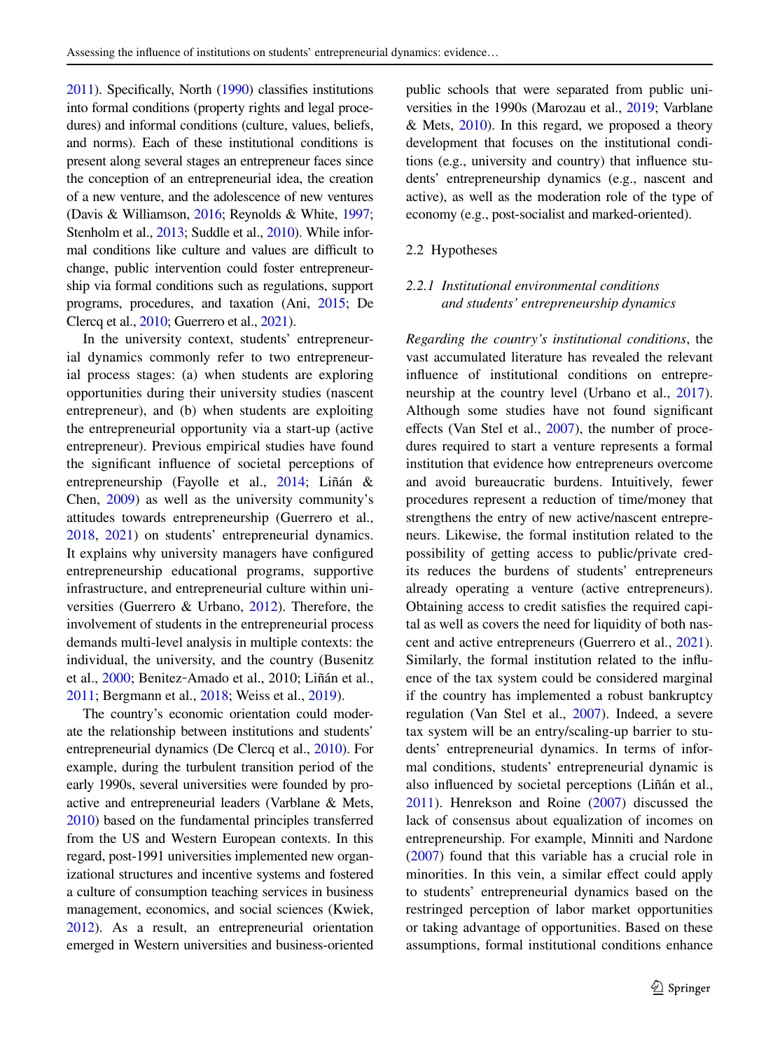2011). Specifically, North (1990) classifies institutions into formal conditions (property rights and legal procedures) and informal conditions (culture, values, beliefs, and norms). Each of these institutional conditions is present along several stages an entrepreneur faces since the conception of an entrepreneurial idea, the creation of a new venture, and the adolescence of new ventures (Davis & Williamson, 2016; Reynolds & White, 1997; Stenholm et al., 2013; Suddle et al., 2010). While informal conditions like culture and values are difficult to change, public intervention could foster entrepreneurship via formal conditions such as regulations, support programs, procedures, and taxation (Ani, 2015; De Clercq et al., 2010; Guerrero et al., 2021).

In the university context, students' entrepreneurial dynamics commonly refer to two entrepreneurial process stages: (a) when students are exploring opportunities during their university studies (nascent entrepreneur), and (b) when students are exploiting the entrepreneurial opportunity via a start-up (active entrepreneur). Previous empirical studies have found the significant influence of societal perceptions of entrepreneurship (Fayolle et al., 2014; Liñán & Chen, 2009) as well as the university community's attitudes towards entrepreneurship (Guerrero et al., 2018, 2021) on students' entrepreneurial dynamics. It explains why university managers have configured entrepreneurship educational programs, supportive infrastructure, and entrepreneurial culture within universities (Guerrero & Urbano, 2012). Therefore, the involvement of students in the entrepreneurial process demands multi-level analysis in multiple contexts: the individual, the university, and the country (Busenitz et al., 2000; Benitez-Amado et al., 2010; Liñán et al., 2011; Bergmann et al., 2018; Weiss et al., 2019).

The country's economic orientation could moderate the relationship between institutions and students' entrepreneurial dynamics (De Clercq et al., 2010). For example, during the turbulent transition period of the early 1990s, several universities were founded by proactive and entrepreneurial leaders (Varblane & Mets, 2010) based on the fundamental principles transferred from the US and Western European contexts. In this regard, post-1991 universities implemented new organizational structures and incentive systems and fostered a culture of consumption teaching services in business management, economics, and social sciences (Kwiek, 2012). As a result, an entrepreneurial orientation emerged in Western universities and business-oriented public schools that were separated from public universities in the 1990s (Marozau et al., 2019; Varblane & Mets, 2010). In this regard, we proposed a theory development that focuses on the institutional conditions (e.g., university and country) that influence students' entrepreneurship dynamics (e.g., nascent and active), as well as the moderation role of the type of economy (e.g., post-socialist and marked-oriented).

## 2.2 Hypotheses

### 2.2.1 Institutional environmental conditions and students' entrepreneurship dynamics

*Regarding the country's institutional conditions*, the vast accumulated literature has revealed the relevant influence of institutional conditions on entrepreneurship at the country level (Urbano et al., 2017). Although some studies have not found significant effects (Van Stel et al., 2007), the number of procedures required to start a venture represents a formal institution that evidence how entrepreneurs overcome and avoid bureaucratic burdens. Intuitively, fewer procedures represent a reduction of time/money that strengthens the entry of new active/nascent entrepreneurs. Likewise, the formal institution related to the possibility of getting access to public/private credits reduces the burdens of students' entrepreneurs already operating a venture (active entrepreneurs). Obtaining access to credit satisfies the required capital as well as covers the need for liquidity of both nascent and active entrepreneurs (Guerrero et al., 2021). Similarly, the formal institution related to the influence of the tax system could be considered marginal if the country has implemented a robust bankruptcy regulation (Van Stel et al., 2007). Indeed, a severe tax system will be an entry/scaling-up barrier to students' entrepreneurial dynamics. In terms of informal conditions, students' entrepreneurial dynamic is also influenced by societal perceptions (Liñán et al., 2011). Henrekson and Roine (2007) discussed the lack of consensus about equalization of incomes on entrepreneurship. For example, Minniti and Nardone (2007) found that this variable has a crucial role in minorities. In this vein, a similar effect could apply to students' entrepreneurial dynamics based on the restringed perception of labor market opportunities or taking advantage of opportunities. Based on these assumptions, formal institutional conditions enhance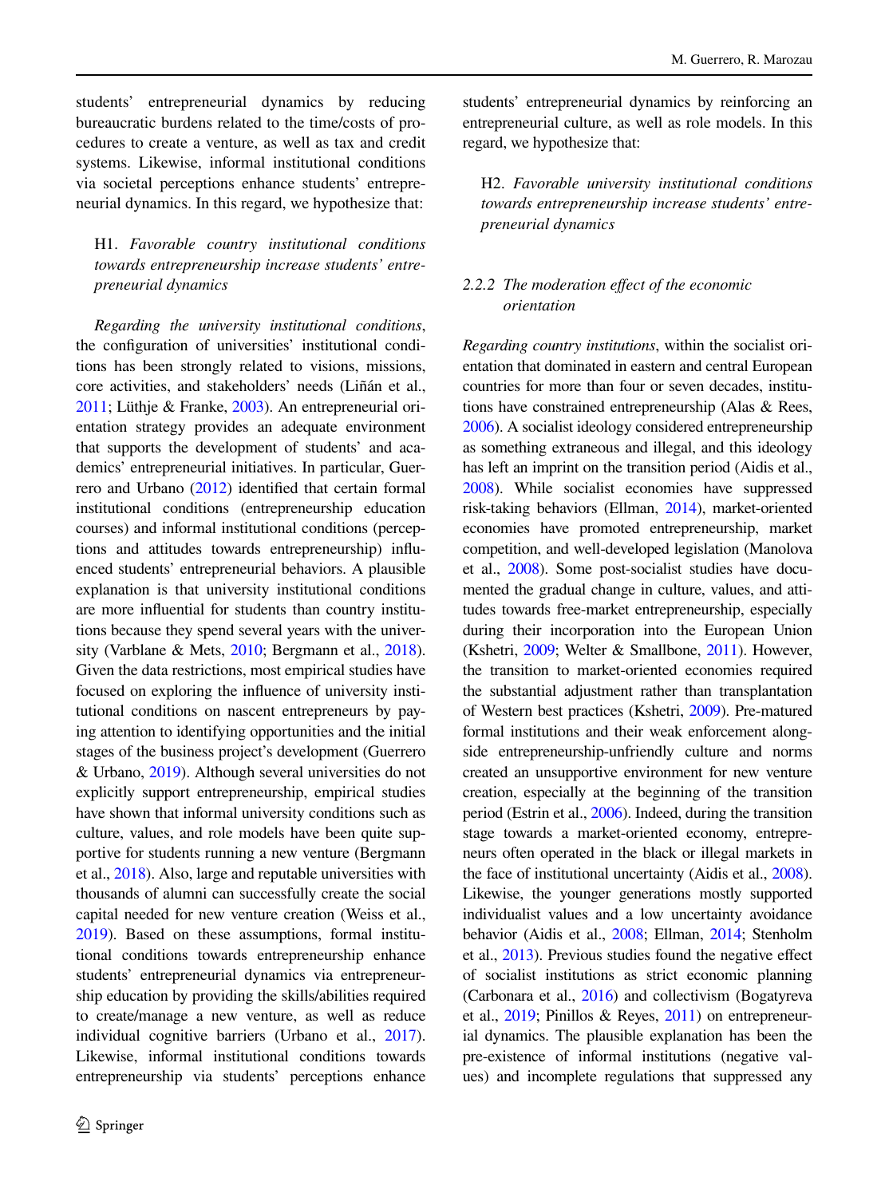students' entrepreneurial dynamics by reducing bureaucratic burdens related to the time/costs of procedures to create a venture, as well as tax and credit systems. Likewise, informal institutional conditions via societal perceptions enhance students' entrepreneurial dynamics. In this regard, we hypothesize that:

> H1. *Favorable country institutional conditions towards entrepreneurship increase students' entrepreneurial dynamics*

*Regarding the university institutional conditions*, the configuration of universities' institutional conditions has been strongly related to visions, missions, core activities, and stakeholders' needs (Liñán et al., 2011; Lüthje & Franke, 2003). An entrepreneurial orientation strategy provides an adequate environment that supports the development of students' and academics' entrepreneurial initiatives. In particular, Guerrero and Urbano (2012) identified that certain formal institutional conditions (entrepreneurship education courses) and informal institutional conditions (perceptions and attitudes towards entrepreneurship) influenced students' entrepreneurial behaviors. A plausible explanation is that university institutional conditions are more influential for students than country institutions because they spend several years with the university (Varblane & Mets, 2010; Bergmann et al., 2018). Given the data restrictions, most empirical studies have focused on exploring the influence of university institutional conditions on nascent entrepreneurs by paying attention to identifying opportunities and the initial stages of the business project's development (Guerrero & Urbano, 2019). Although several universities do not explicitly support entrepreneurship, empirical studies have shown that informal university conditions such as culture, values, and role models have been quite supportive for students running a new venture (Bergmann et al., 2018). Also, large and reputable universities with thousands of alumni can successfully create the social capital needed for new venture creation (Weiss et al., 2019). Based on these assumptions, formal institutional conditions towards entrepreneurship enhance students' entrepreneurial dynamics via entrepreneurship education by providing the skills/abilities required to create/manage a new venture, as well as reduce individual cognitive barriers (Urbano et al., 2017). Likewise, informal institutional conditions towards entrepreneurship via students' perceptions enhance students' entrepreneurial dynamics by reinforcing an entrepreneurial culture, as well as role models. In this regard, we hypothesize that:

> H2. *Favorable university institutional conditions towards entrepreneurship increase students' entrepreneurial dynamics*

### 2.2.2 *The moderation effect of the economic orientation*

*Regarding country institutions*, within the socialist orientation that dominated in eastern and central European countries for more than four or seven decades, institutions have constrained entrepreneurship (Alas & Rees, 2006). A socialist ideology considered entrepreneurship as something extraneous and illegal, and this ideology has left an imprint on the transition period (Aidis et al., 2008). While socialist economies have suppressed risk-taking behaviors (Ellman, 2014), market-oriented economies have promoted entrepreneurship, market competition, and well-developed legislation (Manolova et al., 2008). Some post-socialist studies have documented the gradual change in culture, values, and attitudes towards free-market entrepreneurship, especially during their incorporation into the European Union (Kshetri, 2009; Welter & Smallbone, 2011). However, the transition to market-oriented economies required the substantial adjustment rather than transplantation of Western best practices (Kshetri, 2009). Pre-matured formal institutions and their weak enforcement alongside entrepreneurship-unfriendly culture and norms created an unsupportive environment for new venture creation, especially at the beginning of the transition period (Estrin et al., 2006). Indeed, during the transition stage towards a market-oriented economy, entrepreneurs often operated in the black or illegal markets in the face of institutional uncertainty (Aidis et al., 2008). Likewise, the younger generations mostly supported individualist values and a low uncertainty avoidance behavior (Aidis et al., 2008; Ellman, 2014; Stenholm et al., 2013). Previous studies found the negative effect of socialist institutions as strict economic planning (Carbonara et al., 2016) and collectivism (Bogatyreva et al., 2019; Pinillos & Reyes, 2011) on entrepreneurial dynamics. The plausible explanation has been the pre-existence of informal institutions (negative values) and incomplete regulations that suppressed any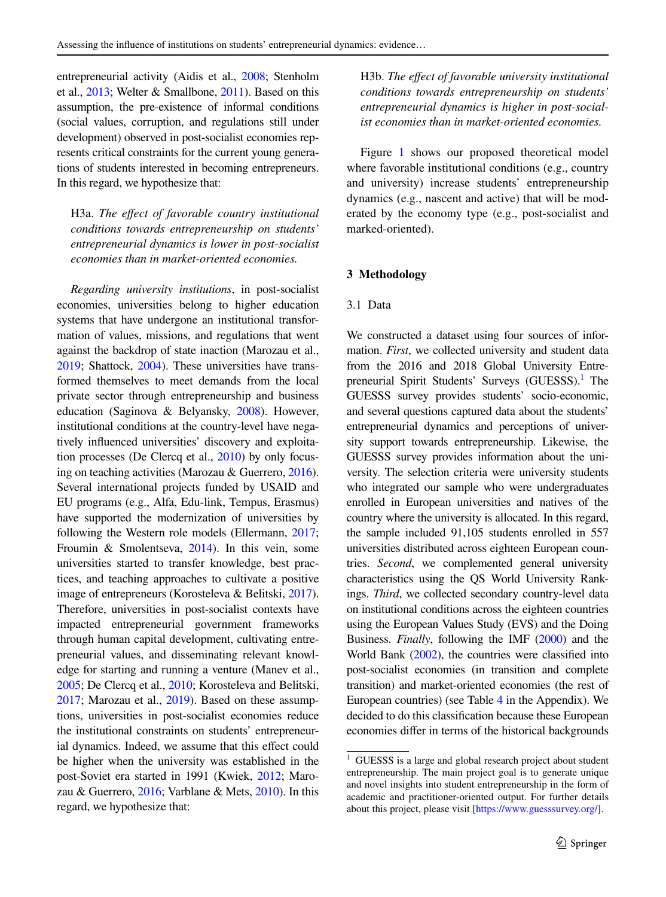entrepreneurial activity (Aidis et al., 2008; Stenholm et al., 2013; Welter & Smallbone, 2011). Based on this assumption, the pre-existence of informal conditions (social values, corruption, and regulations still under development) observed in post-socialist economies represents critical constraints for the current young generations of students interested in becoming entrepreneurs. In this regard, we hypothesize that:

> H3a. *The effect of favorable country institutional conditions towards entrepreneurship on students' entrepreneurial dynamics is lower in post-socialist economies than in market-oriented economies.*

*Regarding university institutions*, in post-socialist economies, universities belong to higher education systems that have undergone an institutional transformation of values, missions, and regulations that went against the backdrop of state inaction (Marozau et al., 2019; Shattock, 2004). These universities have transformed themselves to meet demands from the local private sector through entrepreneurship and business education (Saginova & Belyansky, 2008). However, institutional conditions at the country-level have negatively influenced universities' discovery and exploitation processes (De Clercq et al., 2010) by only focusing on teaching activities (Marozau & Guerrero, 2016). Several international projects funded by USAID and EU programs (e.g., Alfa, Edu-link, Tempus, Erasmus) have supported the modernization of universities by following the Western role models (Ellermann, 2017; Froumin & Smolentseva, 2014). In this vein, some universities started to transfer knowledge, best practices, and teaching approaches to cultivate a positive image of entrepreneurs (Korosteleva & Belitski, 2017). Therefore, universities in post-socialist contexts have impacted entrepreneurial government frameworks through human capital development, cultivating entrepreneurial values, and disseminating relevant knowledge for starting and running a venture (Manev et al., 2005; De Clercq et al., 2010; Korosteleva and Belitski, 2017; Marozau et al., 2019). Based on these assumptions, universities in post-socialist economies reduce the institutional constraints on students' entrepreneurial dynamics. Indeed, we assume that this effect could be higher when the university was established in the post-Soviet era started in 1991 (Kwiek, 2012; Marozau & Guerrero, 2016; Varblane & Mets, 2010). In this regard, we hypothesize that:

> H3b. *The effect of favorable university institutional conditions towards entrepreneurship on students' entrepreneurial dynamics is higher in post-socialist economies than in market-oriented economies.*

Figure 1 shows our proposed theoretical model where favorable institutional conditions (e.g., country and university) increase students' entrepreneurship dynamics (e.g., nascent and active) that will be moderated by the economy type (e.g., post-socialist and marked-oriented).

## 3 Methodology

### 3.1 Data

We constructed a dataset using four sources of information. *First*, we collected university and student data from the 2016 and 2018 Global University Entrepreneurial Spirit Students' Surveys (GUESSS).[1] The GUESSS survey provides students' socio-economic, and several questions captured data about the students' entrepreneurial dynamics and perceptions of university support towards entrepreneurship. Likewise, the GUESSS survey provides information about the university. The selection criteria were university students who integrated our sample who were undergraduates enrolled in European universities and natives of the country where the university is allocated. In this regard, the sample included 91,105 students enrolled in 557 universities distributed across eighteen European countries. *Second*, we complemented general university characteristics using the QS World University Rankings. *Third*, we collected secondary country-level data on institutional conditions across the eighteen countries using the European Values Study (EVS) and the Doing Business. *Finally*, following the IMF (2000) and the World Bank (2002), the countries were classified into post-socialist economies (in transition and complete transition) and market-oriented economies (the rest of European countries) (see Table 4 in the Appendix). We decided to do this classification because these European economies differ in terms of the historical backgrounds

[1] GUESSS is a large and global research project about student entrepreneurship. The main project goal is to generate unique and novel insights into student entrepreneurship in the form of academic and practitioner-oriented output. For further details about this project, please visit [https://www.guesssurvey.org/].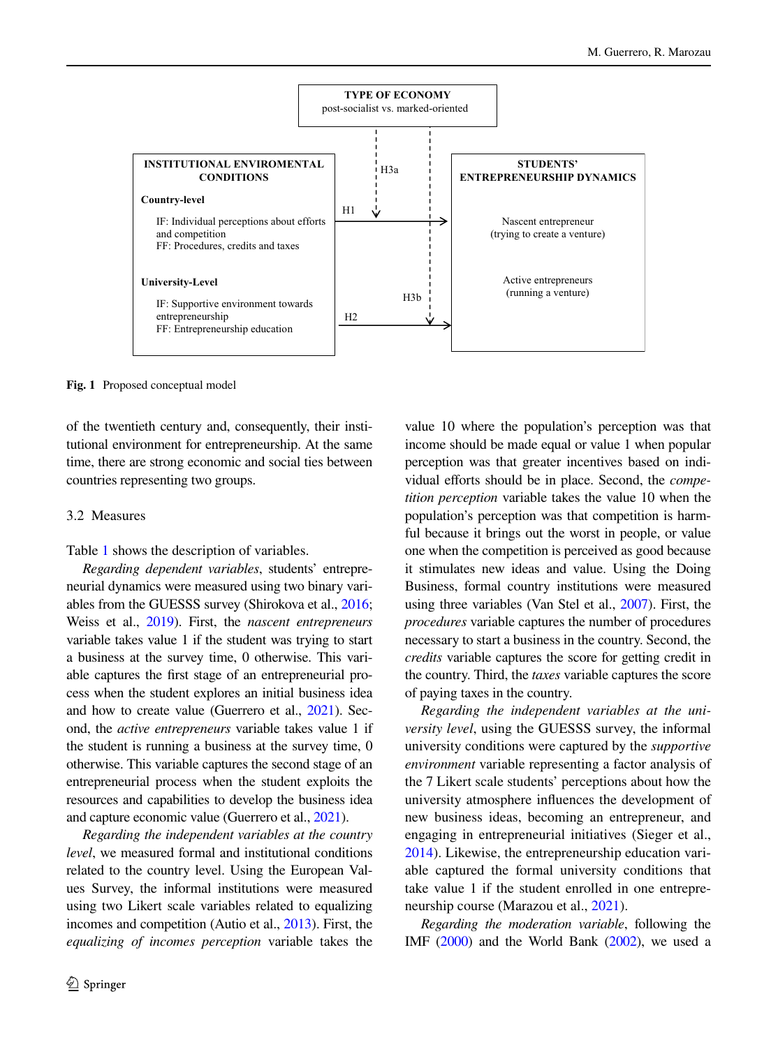TYPE OF ECONOMY
post-socialist vs. marked-oriented

INSTITUTIONAL ENVIROMENTAL CONDITIONS

**Country-level**

IF: Individual perceptions about efforts and competition
FF: Procedures, credits and taxes

**University-Level**

IF: Supportive environment towards entrepreneurship
FF: Entrepreneurship education

H1

H2

H3a

H3b

STUDENTS' ENTREPRENEURSHIP DYNAMICS

Nascent entrepreneur
(trying to create a venture)

Active entrepreneurs
(running a venture)

**Fig. 1** Proposed conceptual model

of the twentieth century and, consequently, their institutional environment for entrepreneurship. At the same time, there are strong economic and social ties between countries representing two groups.

### 3.2 Measures

Table 1 shows the description of variables.

*Regarding dependent variables*, students' entrepreneurial dynamics were measured using two binary variables from the GUESSS survey (Shirokova et al., 2016; Weiss et al., 2019). First, the *nascent entrepreneurs* variable takes value 1 if the student was trying to start a business at the survey time, 0 otherwise. This variable captures the first stage of an entrepreneurial process when the student explores an initial business idea and how to create value (Guerrero et al., 2021). Second, the *active entrepreneurs* variable takes value 1 if the student is running a business at the survey time, 0 otherwise. This variable captures the second stage of an entrepreneurial process when the student exploits the resources and capabilities to develop the business idea and capture economic value (Guerrero et al., 2021).

*Regarding the independent variables at the country level*, we measured formal and institutional conditions related to the country level. Using the European Values Survey, the informal institutions were measured using two Likert scale variables related to equalizing incomes and competition (Autio et al., 2013). First, the *equalizing of incomes perception* variable takes the value 10 where the population's perception was that income should be made equal or value 1 when popular perception was that greater incentives based on individual efforts should be in place. Second, the *competition perception* variable takes the value 10 when the population's perception was that competition is harmful because it brings out the worst in people, or value one when the competition is perceived as good because it stimulates new ideas and value. Using the Doing Business, formal country institutions were measured using three variables (Van Stel et al., 2007). First, the *procedures* variable captures the number of procedures necessary to start a business in the country. Second, the *credits* variable captures the score for getting credit in the country. Third, the *taxes* variable captures the score of paying taxes in the country.

*Regarding the independent variables at the university level*, using the GUESSS survey, the informal university conditions were captured by the *supportive environment* variable representing a factor analysis of the 7 Likert scale students' perceptions about how the university atmosphere influences the development of new business ideas, becoming an entrepreneur, and engaging in entrepreneurial initiatives (Sieger et al., 2014). Likewise, the entrepreneurship education variable captured the formal university conditions that take value 1 if the student enrolled in one entrepreneurship course (Marazou et al., 2021).

*Regarding the moderation variable*, following the IMF (2000) and the World Bank (2002), we used a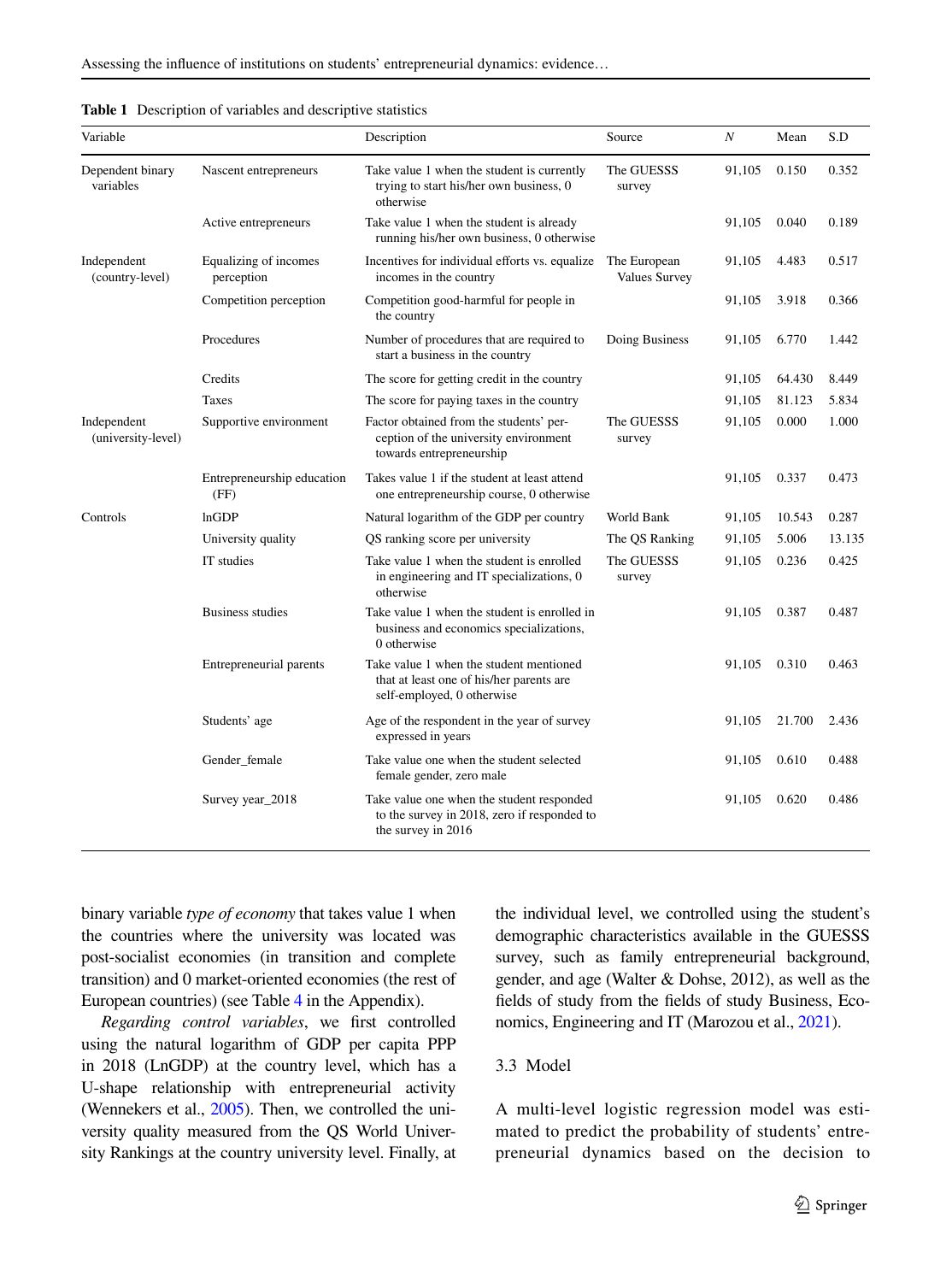**Table 1** Description of variables and descriptive statistics

| Variable | | Description | Source | *N* | Mean | S.D |
|---|---|---|---|---|---|---|
| Dependent binary variables | Nascent entrepreneurs | Take value 1 when the student is currently trying to start his/her own business, 0 otherwise | The GUESSS survey | 91,105 | 0.150 | 0.352 |
| | Active entrepreneurs | Take value 1 when the student is already running his/her own business, 0 otherwise | | 91,105 | 0.040 | 0.189 |
| Independent (country-level) | Equalizing of incomes perception | Incentives for individual efforts vs. equalize incomes in the country | The European Values Survey | 91,105 | 4.483 | 0.517 |
| | Competition perception | Competition good-harmful for people in the country | | 91,105 | 3.918 | 0.366 |
| | Procedures | Number of procedures that are required to start a business in the country | Doing Business | 91,105 | 6.770 | 1.442 |
| | Credits | The score for getting credit in the country | | 91,105 | 64.430 | 8.449 |
| | Taxes | The score for paying taxes in the country | | 91,105 | 81.123 | 5.834 |
| Independent (university-level) | Supportive environment | Factor obtained from the students' perception of the university environment towards entrepreneurship | The GUESSS survey | 91,105 | 0.000 | 1.000 |
| | Entrepreneurship education (FF) | Takes value 1 if the student at least attend one entrepreneurship course, 0 otherwise | | 91,105 | 0.337 | 0.473 |
| Controls | lnGDP | Natural logarithm of the GDP per country | World Bank | 91,105 | 10.543 | 0.287 |
| | University quality | QS ranking score per university | The QS Ranking | 91,105 | 5.006 | 13.135 |
| | IT studies | Take value 1 when the student is enrolled in engineering and IT specializations, 0 otherwise | The GUESSS survey | 91,105 | 0.236 | 0.425 |
| | Business studies | Take value 1 when the student is enrolled in business and economics specializations, 0 otherwise | | 91,105 | 0.387 | 0.487 |
| | Entrepreneurial parents | Take value 1 when the student mentioned that at least one of his/her parents are self-employed, 0 otherwise | | 91,105 | 0.310 | 0.463 |
| | Students' age | Age of the respondent in the year of survey expressed in years | | 91,105 | 21.700 | 2.436 |
| | Gender_female | Take value one when the student selected female gender, zero male | | 91,105 | 0.610 | 0.488 |
| | Survey year_2018 | Take value one when the student responded to the survey in 2018, zero if responded to the survey in 2016 | | 91,105 | 0.620 | 0.486 |

binary variable *type of economy* that takes value 1 when the countries where the university was located was post-socialist economies (in transition and complete transition) and 0 market-oriented economies (the rest of European countries) (see Table 4 in the Appendix).

*Regarding control variables*, we first controlled using the natural logarithm of GDP per capita PPP in 2018 (LnGDP) at the country level, which has a U-shape relationship with entrepreneurial activity (Wennekers et al., 2005). Then, we controlled the university quality measured from the QS World University Rankings at the country university level. Finally, at the individual level, we controlled using the student's demographic characteristics available in the GUESSS survey, such as family entrepreneurial background, gender, and age (Walter & Dohse, 2012), as well as the fields of study from the fields of study Business, Economics, Engineering and IT (Marozou et al., 2021).

### 3.3 Model

A multi-level logistic regression model was estimated to predict the probability of students' entrepreneurial dynamics based on the decision to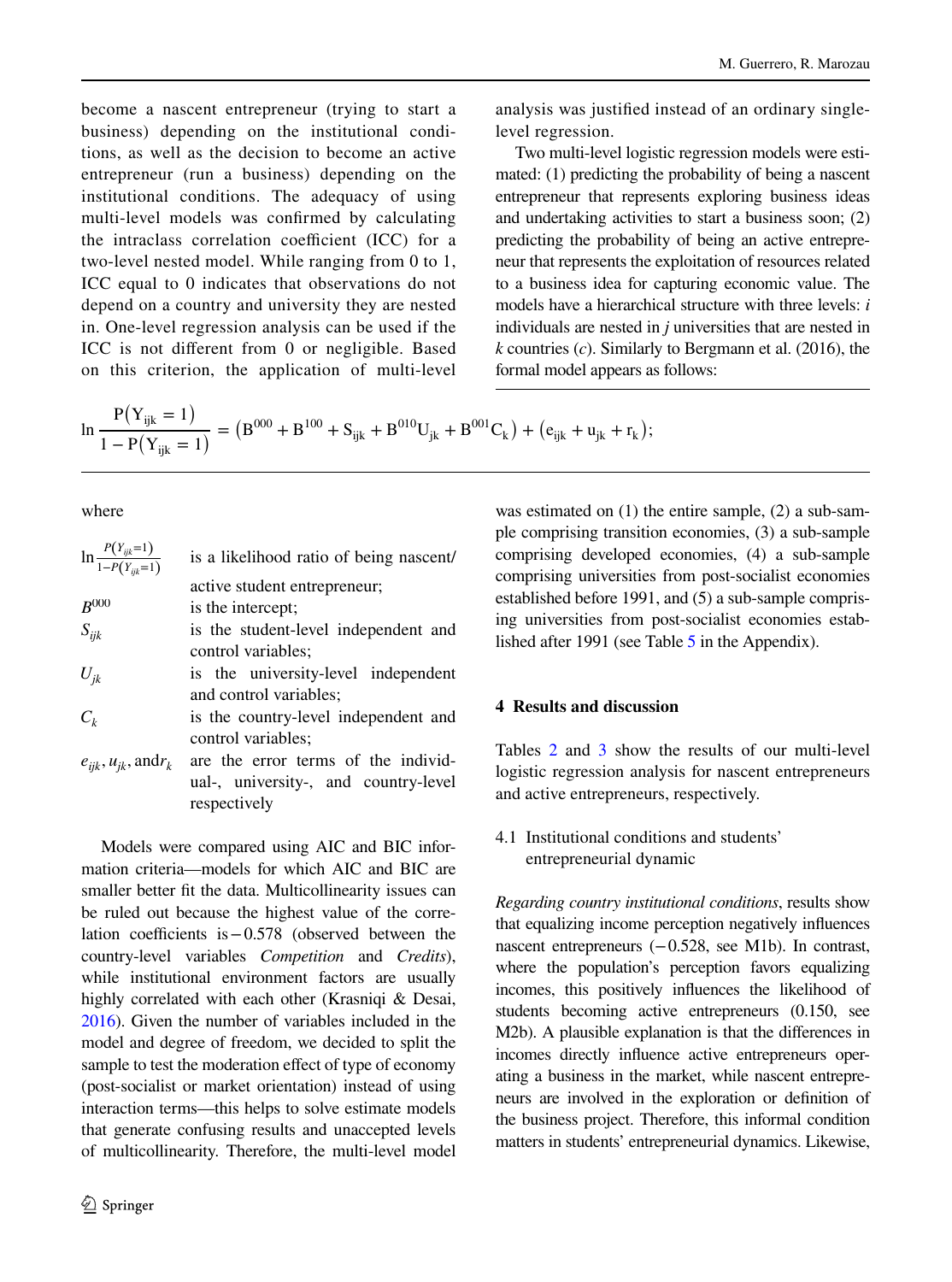become a nascent entrepreneur (trying to start a business) depending on the institutional conditions, as well as the decision to become an active entrepreneur (run a business) depending on the institutional conditions. The adequacy of using multi-level models was confirmed by calculating the intraclass correlation coefficient (ICC) for a two-level nested model. While ranging from 0 to 1, ICC equal to 0 indicates that observations do not depend on a country and university they are nested in. One-level regression analysis can be used if the ICC is not different from 0 or negligible. Based on this criterion, the application of multi-level analysis was justified instead of an ordinary single-level regression.

Two multi-level logistic regression models were estimated: (1) predicting the probability of being a nascent entrepreneur that represents exploring business ideas and undertaking activities to start a business soon; (2) predicting the probability of being an active entrepreneur that represents the exploitation of resources related to a business idea for capturing economic value. The models have a hierarchical structure with three levels: *i* individuals are nested in *j* universities that are nested in *k* countries (*c*). Similarly to Bergmann et al. (2016), the formal model appears as follows:

$$\ln \frac{\mathrm{P}\left(\mathrm{Y}_{\mathrm{ijk}}=1\right)}{1-\mathrm{P}\left(\mathrm{Y}_{\mathrm{ijk}}=1\right)}=\left(\mathrm{B}^{000}+\mathrm{B}^{100}+\mathrm{S}_{\mathrm{ijk}}+\mathrm{B}^{010}\mathrm{U}_{\mathrm{jk}}+\mathrm{B}^{001}\mathrm{C}_{\mathrm{k}}\right)+\left(\mathrm{e}_{\mathrm{ijk}}+\mathrm{u}_{\mathrm{jk}}+\mathrm{r}_{\mathrm{k}}\right);$$

where

| | |
|---|---|
| $\ln\frac{P(Y_{ijk}=1)}{1-P(Y_{ijk}=1)}$ | is a likelihood ratio of being nascent/active student entrepreneur; |
| $B^{000}$ | is the intercept; |
| $S_{ijk}$ | is the student-level independent and control variables; |
| $U_{jk}$ | is the university-level independent and control variables; |
| $C_k$ | is the country-level independent and control variables; |
| $e_{ijk}, u_{jk}$, and $r_k$ | are the error terms of the individual-, university-, and country-level respectively |

Models were compared using AIC and BIC information criteria—models for which AIC and BIC are smaller better fit the data. Multicollinearity issues can be ruled out because the highest value of the correlation coefficients is −0.578 (observed between the country-level variables *Competition* and *Credits*), while institutional environment factors are usually highly correlated with each other (Krasniqi & Desai, 2016). Given the number of variables included in the model and degree of freedom, we decided to split the sample to test the moderation effect of type of economy (post-socialist or market orientation) instead of using interaction terms—this helps to solve estimate models that generate confusing results and unaccepted levels of multicollinearity. Therefore, the multi-level model was estimated on (1) the entire sample, (2) a sub-sample comprising transition economies, (3) a sub-sample comprising developed economies, (4) a sub-sample comprising universities from post-socialist economies established before 1991, and (5) a sub-sample comprising universities from post-socialist economies established after 1991 (see Table 5 in the Appendix).

## 4 Results and discussion

Tables 2 and 3 show the results of our multi-level logistic regression analysis for nascent entrepreneurs and active entrepreneurs, respectively.

### 4.1 Institutional conditions and students' entrepreneurial dynamic

*Regarding country institutional conditions*, results show that equalizing income perception negatively influences nascent entrepreneurs (−0.528, see M1b). In contrast, where the population's perception favors equalizing incomes, this positively influences the likelihood of students becoming active entrepreneurs (0.150, see M2b). A plausible explanation is that the differences in incomes directly influence active entrepreneurs operating a business in the market, while nascent entrepreneurs are involved in the exploration or definition of the business project. Therefore, this informal condition matters in students' entrepreneurial dynamics. Likewise,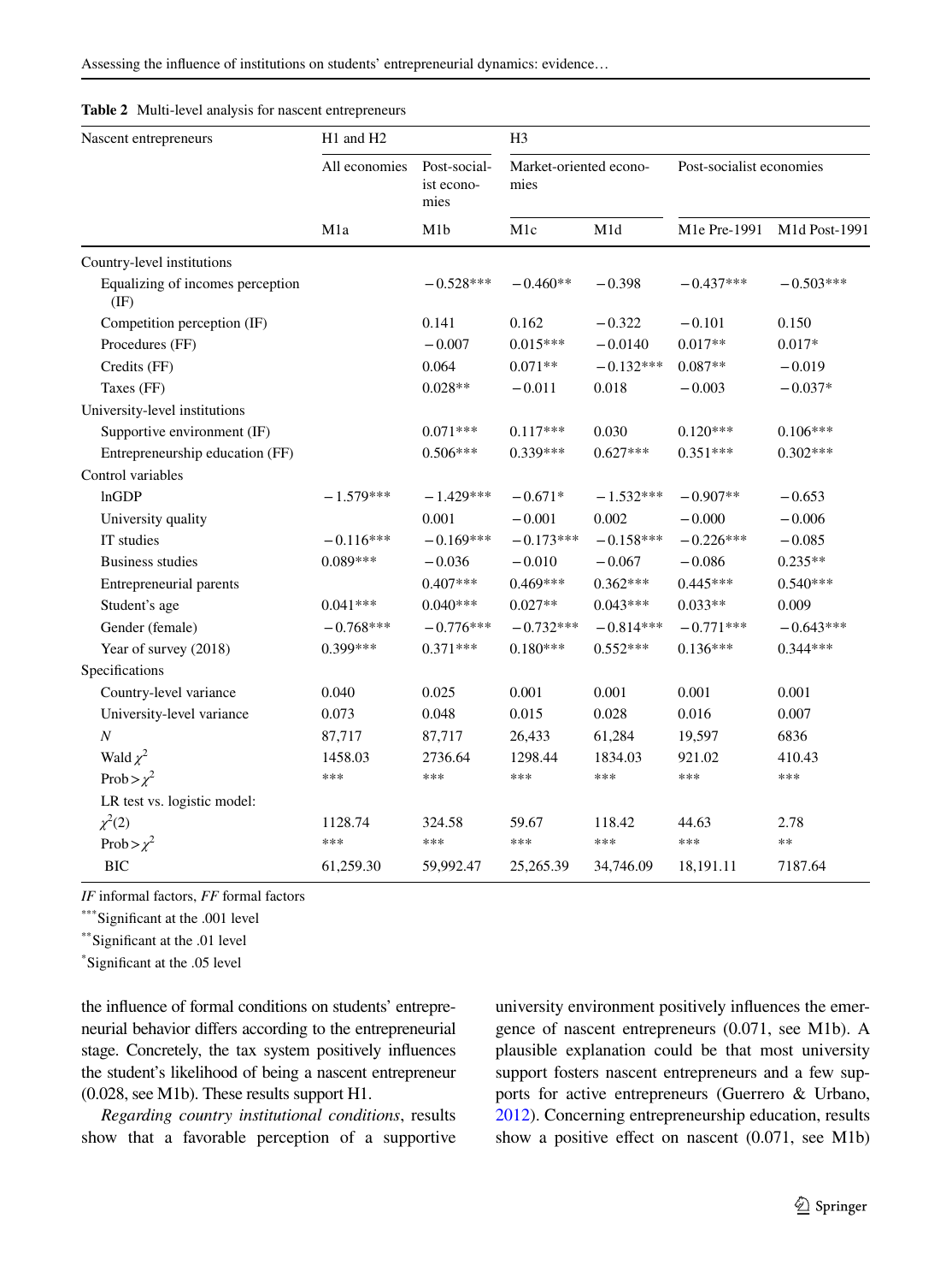**Table 2** Multi-level analysis for nascent entrepreneurs

| Nascent entrepreneurs | H1 and H2 | | H3 | | | |
|---|---|---|---|---|---|---|
| | All economies | Post-socialist economies | Market-oriented economies | | Post-socialist economies | |
| | M1a | M1b | M1c | M1d | M1e Pre-1991 | M1d Post-1991 |
| Country-level institutions | | | | | | |
| Equalizing of incomes perception (IF) | | −0.528*** | −0.460** | −0.398 | −0.437*** | −0.503*** |
| Competition perception (IF) | | 0.141 | 0.162 | −0.322 | −0.101 | 0.150 |
| Procedures (FF) | | −0.007 | 0.015*** | −0.0140 | 0.017** | 0.017* |
| Credits (FF) | | 0.064 | 0.071** | −0.132*** | 0.087** | −0.019 |
| Taxes (FF) | | 0.028** | −0.011 | 0.018 | −0.003 | −0.037* |
| University-level institutions | | | | | | |
| Supportive environment (IF) | | 0.071*** | 0.117*** | 0.030 | 0.120*** | 0.106*** |
| Entrepreneurship education (FF) | | 0.506*** | 0.339*** | 0.627*** | 0.351*** | 0.302*** |
| Control variables | | | | | | |
| lnGDP | −1.579*** | −1.429*** | −0.671* | −1.532*** | −0.907** | −0.653 |
| University quality | | 0.001 | −0.001 | 0.002 | −0.000 | −0.006 |
| IT studies | −0.116*** | −0.169*** | −0.173*** | −0.158*** | −0.226*** | −0.085 |
| Business studies | 0.089*** | −0.036 | −0.010 | −0.067 | −0.086 | 0.235** |
| Entrepreneurial parents | | 0.407*** | 0.469*** | 0.362*** | 0.445*** | 0.540*** |
| Student's age | 0.041*** | 0.040*** | 0.027** | 0.043*** | 0.033** | 0.009 |
| Gender (female) | −0.768*** | −0.776*** | −0.732*** | −0.814*** | −0.771*** | −0.643*** |
| Year of survey (2018) | 0.399*** | 0.371*** | 0.180*** | 0.552*** | 0.136*** | 0.344*** |
| Specifications | | | | | | |
| Country-level variance | 0.040 | 0.025 | 0.001 | 0.001 | 0.001 | 0.001 |
| University-level variance | 0.073 | 0.048 | 0.015 | 0.028 | 0.016 | 0.007 |
| *N* | 87,717 | 87,717 | 26,433 | 61,284 | 19,597 | 6836 |
| Wald $\chi^2$ | 1458.03 | 2736.64 | 1298.44 | 1834.03 | 921.02 | 410.43 |
| Prob > $\chi^2$ | *** | *** | *** | *** | *** | *** |
| LR test vs. logistic model: | | | | | | |
| $\chi^2(2)$ | 1128.74 | 324.58 | 59.67 | 118.42 | 44.63 | 2.78 |
| Prob > $\chi^2$ | *** | *** | *** | *** | *** | ** |
| BIC | 61,259.30 | 59,992.47 | 25,265.39 | 34,746.09 | 18,191.11 | 7187.64 |

*IF* informal factors, *FF* formal factors

***Significant at the .001 level

**Significant at the .01 level

*Significant at the .05 level

the influence of formal conditions on students' entrepreneurial behavior differs according to the entrepreneurial stage. Concretely, the tax system positively influences the student's likelihood of being a nascent entrepreneur (0.028, see M1b). These results support H1.

*Regarding country institutional conditions*, results show that a favorable perception of a supportive university environment positively influences the emergence of nascent entrepreneurs (0.071, see M1b). A plausible explanation could be that most university support fosters nascent entrepreneurs and a few supports for active entrepreneurs (Guerrero & Urbano, 2012). Concerning entrepreneurship education, results show a positive effect on nascent (0.071, see M1b)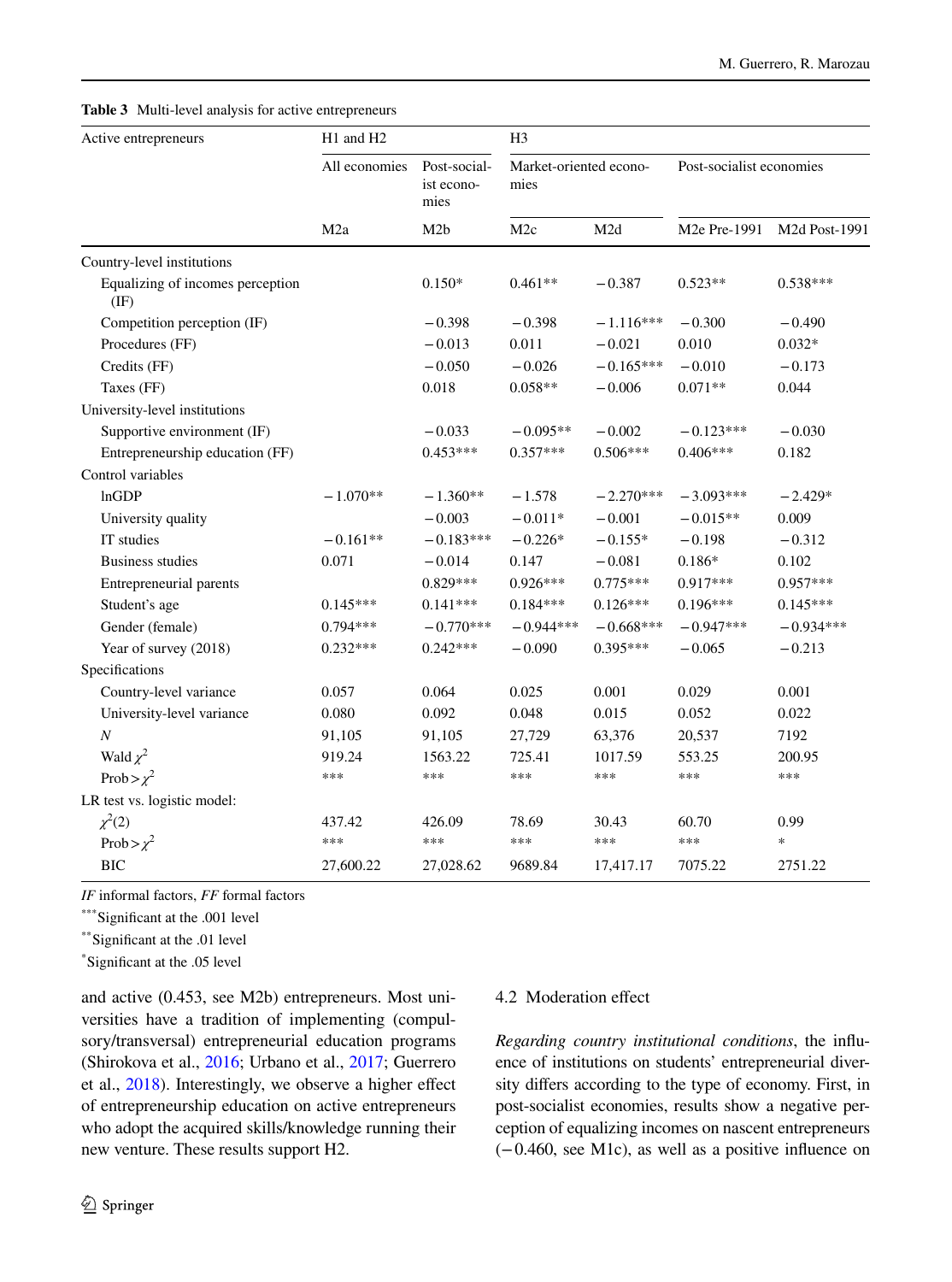**Table 3** Multi-level analysis for active entrepreneurs

| Active entrepreneurs | H1 and H2 | | H3 | | | |
|---|---|---|---|---|---|---|
| | All economies | Post-socialist economies | Market-oriented economies | | Post-socialist economies | |
| | M2a | M2b | M2c | M2d | M2e Pre-1991 | M2d Post-1991 |
| Country-level institutions | | | | | | |
| Equalizing of incomes perception (IF) | | 0.150* | 0.461** | −0.387 | 0.523** | 0.538*** |
| Competition perception (IF) | | −0.398 | −0.398 | −1.116*** | −0.300 | −0.490 |
| Procedures (FF) | | −0.013 | 0.011 | −0.021 | 0.010 | 0.032* |
| Credits (FF) | | −0.050 | −0.026 | −0.165*** | −0.010 | −0.173 |
| Taxes (FF) | | 0.018 | 0.058** | −0.006 | 0.071** | 0.044 |
| University-level institutions | | | | | | |
| Supportive environment (IF) | | −0.033 | −0.095** | −0.002 | −0.123*** | −0.030 |
| Entrepreneurship education (FF) | | 0.453*** | 0.357*** | 0.506*** | 0.406*** | 0.182 |
| Control variables | | | | | | |
| lnGDP | −1.070** | −1.360** | −1.578 | −2.270*** | −3.093*** | −2.429* |
| University quality | | −0.003 | −0.011* | −0.001 | −0.015** | 0.009 |
| IT studies | −0.161** | −0.183*** | −0.226* | −0.155* | −0.198 | −0.312 |
| Business studies | 0.071 | −0.014 | 0.147 | −0.081 | 0.186* | 0.102 |
| Entrepreneurial parents | | 0.829*** | 0.926*** | 0.775*** | 0.917*** | 0.957*** |
| Student's age | 0.145*** | 0.141*** | 0.184*** | 0.126*** | 0.196*** | 0.145*** |
| Gender (female) | 0.794*** | −0.770*** | −0.944*** | −0.668*** | −0.947*** | −0.934*** |
| Year of survey (2018) | 0.232*** | 0.242*** | −0.090 | 0.395*** | −0.065 | −0.213 |
| Specifications | | | | | | |
| Country-level variance | 0.057 | 0.064 | 0.025 | 0.001 | 0.029 | 0.001 |
| University-level variance | 0.080 | 0.092 | 0.048 | 0.015 | 0.052 | 0.022 |
| *N* | 91,105 | 91,105 | 27,729 | 63,376 | 20,537 | 7192 |
| Wald $\chi^2$ | 919.24 | 1563.22 | 725.41 | 1017.59 | 553.25 | 200.95 |
| Prob > $\chi^2$ | *** | *** | *** | *** | *** | *** |
| LR test vs. logistic model: | | | | | | |
| $\chi^2(2)$ | 437.42 | 426.09 | 78.69 | 30.43 | 60.70 | 0.99 |
| Prob > $\chi^2$ | *** | *** | *** | *** | *** | * |
| BIC | 27,600.22 | 27,028.62 | 9689.84 | 17,417.17 | 7075.22 | 2751.22 |

*IF* informal factors, *FF* formal factors

***Significant at the .001 level

**Significant at the .01 level

*Significant at the .05 level

and active (0.453, see M2b) entrepreneurs. Most universities have a tradition of implementing (compulsory/transversal) entrepreneurial education programs (Shirokova et al., 2016; Urbano et al., 2017; Guerrero et al., 2018). Interestingly, we observe a higher effect of entrepreneurship education on active entrepreneurs who adopt the acquired skills/knowledge running their new venture. These results support H2.

### 4.2 Moderation effect

*Regarding country institutional conditions*, the influence of institutions on students' entrepreneurial diversity differs according to the type of economy. First, in post-socialist economies, results show a negative perception of equalizing incomes on nascent entrepreneurs (−0.460, see M1c), as well as a positive influence on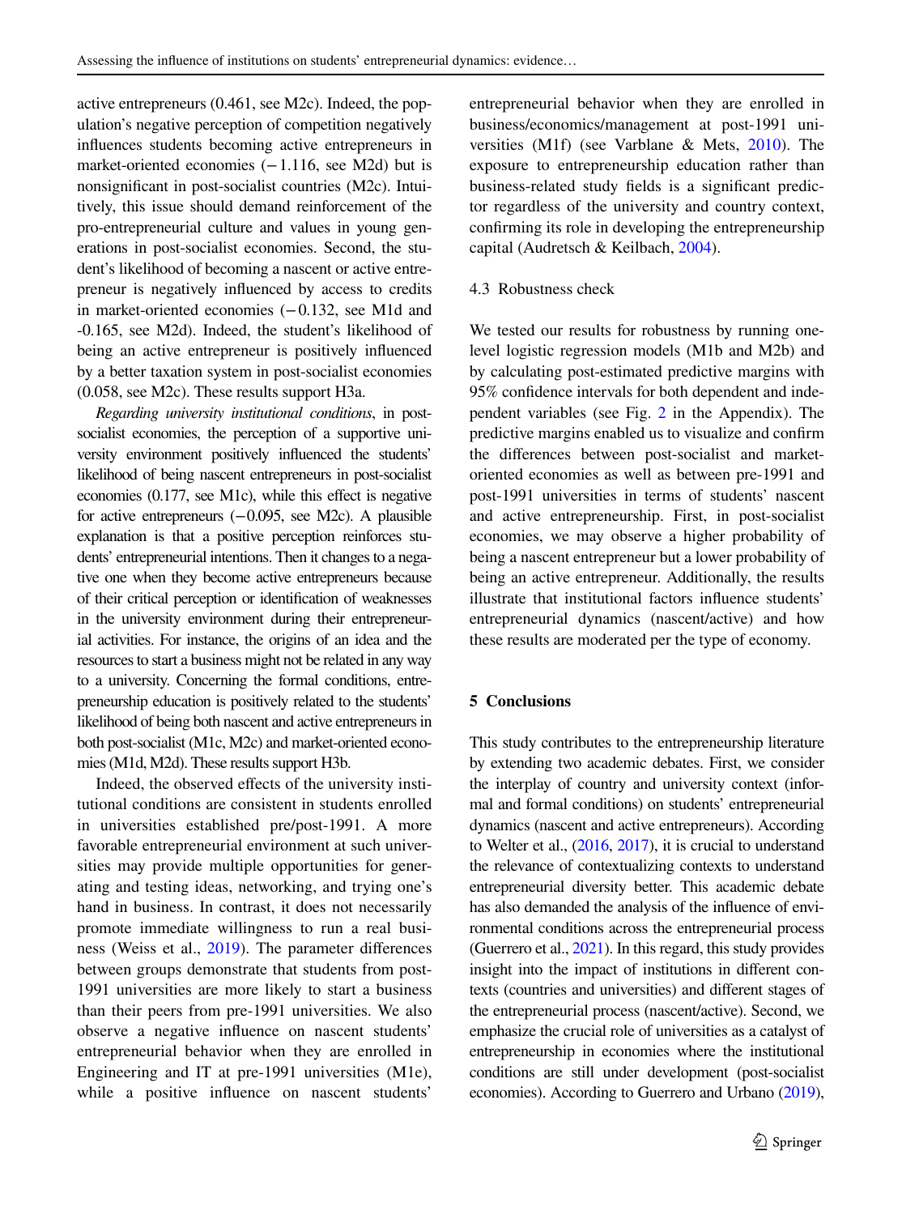active entrepreneurs (0.461, see M2c). Indeed, the population's negative perception of competition negatively influences students becoming active entrepreneurs in market-oriented economies (−1.116, see M2d) but is nonsignificant in post-socialist countries (M2c). Intuitively, this issue should demand reinforcement of the pro-entrepreneurial culture and values in young generations in post-socialist economies. Second, the student's likelihood of becoming a nascent or active entrepreneur is negatively influenced by access to credits in market-oriented economies (−0.132, see M1d and -0.165, see M2d). Indeed, the student's likelihood of being an active entrepreneur is positively influenced by a better taxation system in post-socialist economies (0.058, see M2c). These results support H3a.

*Regarding university institutional conditions*, in post-socialist economies, the perception of a supportive university environment positively influenced the students' likelihood of being nascent entrepreneurs in post-socialist economies (0.177, see M1c), while this effect is negative for active entrepreneurs (−0.095, see M2c). A plausible explanation is that a positive perception reinforces students' entrepreneurial intentions. Then it changes to a negative one when they become active entrepreneurs because of their critical perception or identification of weaknesses in the university environment during their entrepreneurial activities. For instance, the origins of an idea and the resources to start a business might not be related in any way to a university. Concerning the formal conditions, entrepreneurship education is positively related to the students' likelihood of being both nascent and active entrepreneurs in both post-socialist (M1c, M2c) and market-oriented economies (M1d, M2d). These results support H3b.

Indeed, the observed effects of the university institutional conditions are consistent in students enrolled in universities established pre/post-1991. A more favorable entrepreneurial environment at such universities may provide multiple opportunities for generating and testing ideas, networking, and trying one's hand in business. In contrast, it does not necessarily promote immediate willingness to run a real business (Weiss et al., 2019). The parameter differences between groups demonstrate that students from post-1991 universities are more likely to start a business than their peers from pre-1991 universities. We also observe a negative influence on nascent students' entrepreneurial behavior when they are enrolled in Engineering and IT at pre-1991 universities (M1e), while a positive influence on nascent students' entrepreneurial behavior when they are enrolled in business/economics/management at post-1991 universities (M1f) (see Varblane & Mets, 2010). The exposure to entrepreneurship education rather than business-related study fields is a significant predictor regardless of the university and country context, confirming its role in developing the entrepreneurship capital (Audretsch & Keilbach, 2004).

### 4.3 Robustness check

We tested our results for robustness by running one-level logistic regression models (M1b and M2b) and by calculating post-estimated predictive margins with 95% confidence intervals for both dependent and independent variables (see Fig. 2 in the Appendix). The predictive margins enabled us to visualize and confirm the differences between post-socialist and market-oriented economies as well as between pre-1991 and post-1991 universities in terms of students' nascent and active entrepreneurship. First, in post-socialist economies, we may observe a higher probability of being a nascent entrepreneur but a lower probability of being an active entrepreneur. Additionally, the results illustrate that institutional factors influence students' entrepreneurial dynamics (nascent/active) and how these results are moderated per the type of economy.

## 5 Conclusions

This study contributes to the entrepreneurship literature by extending two academic debates. First, we consider the interplay of country and university context (informal and formal conditions) on students' entrepreneurial dynamics (nascent and active entrepreneurs). According to Welter et al., (2016, 2017), it is crucial to understand the relevance of contextualizing contexts to understand entrepreneurial diversity better. This academic debate has also demanded the analysis of the influence of environmental conditions across the entrepreneurial process (Guerrero et al., 2021). In this regard, this study provides insight into the impact of institutions in different contexts (countries and universities) and different stages of the entrepreneurial process (nascent/active). Second, we emphasize the crucial role of universities as a catalyst of entrepreneurship in economies where the institutional conditions are still under development (post-socialist economies). According to Guerrero and Urbano (2019),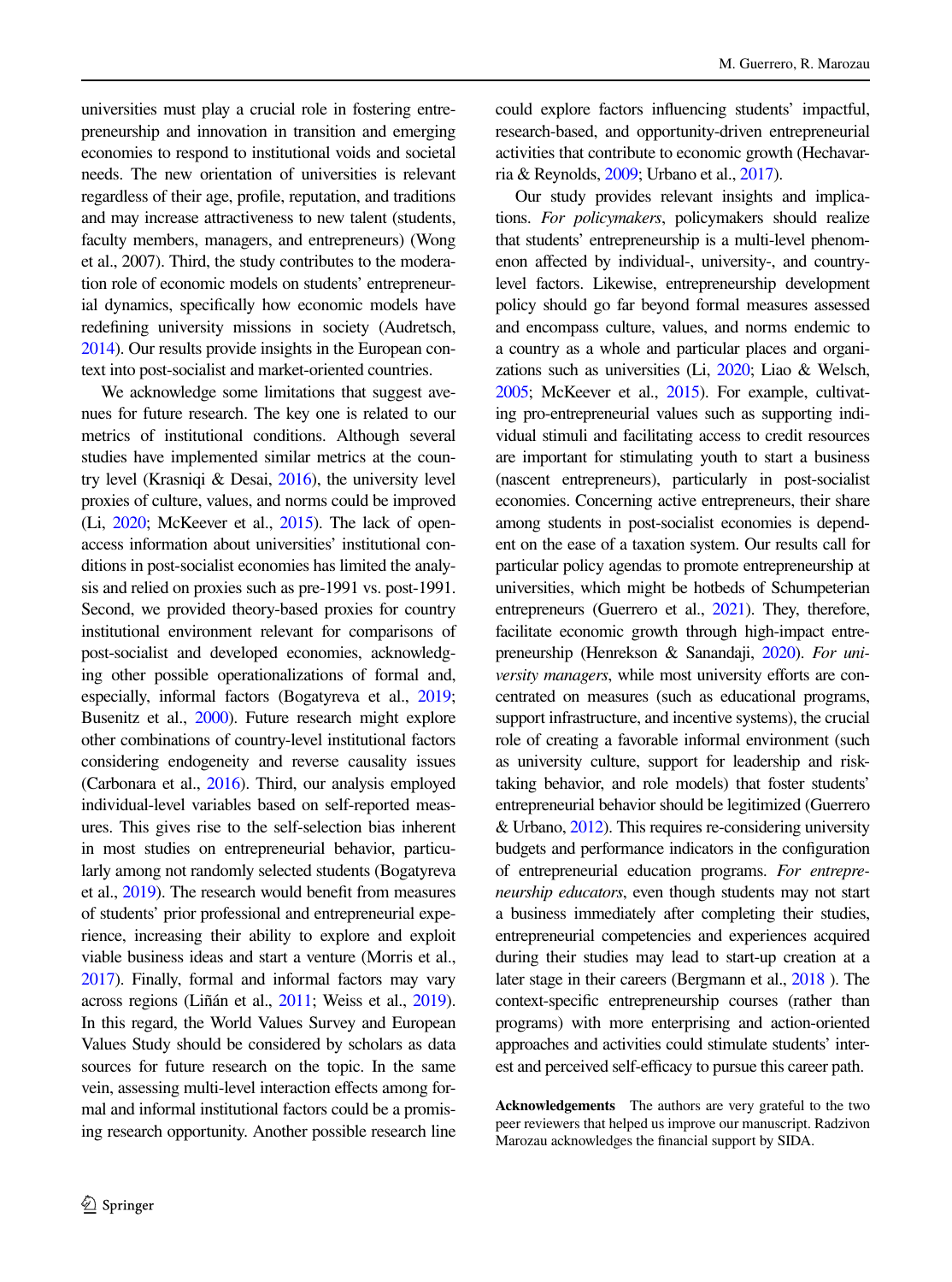universities must play a crucial role in fostering entrepreneurship and innovation in transition and emerging economies to respond to institutional voids and societal needs. The new orientation of universities is relevant regardless of their age, profile, reputation, and traditions and may increase attractiveness to new talent (students, faculty members, managers, and entrepreneurs) (Wong et al., 2007). Third, the study contributes to the moderation role of economic models on students' entrepreneurial dynamics, specifically how economic models have redefining university missions in society (Audretsch, 2014). Our results provide insights in the European context into post-socialist and market-oriented countries.

We acknowledge some limitations that suggest avenues for future research. The key one is related to our metrics of institutional conditions. Although several studies have implemented similar metrics at the country level (Krasniqi & Desai, 2016), the university level proxies of culture, values, and norms could be improved (Li, 2020; McKeever et al., 2015). The lack of open-access information about universities' institutional conditions in post-socialist economies has limited the analysis and relied on proxies such as pre-1991 vs. post-1991. Second, we provided theory-based proxies for country institutional environment relevant for comparisons of post-socialist and developed economies, acknowledging other possible operationalizations of formal and, especially, informal factors (Bogatyreva et al., 2019; Busenitz et al., 2000). Future research might explore other combinations of country-level institutional factors considering endogeneity and reverse causality issues (Carbonara et al., 2016). Third, our analysis employed individual-level variables based on self-reported measures. This gives rise to the self-selection bias inherent in most studies on entrepreneurial behavior, particularly among not randomly selected students (Bogatyreva et al., 2019). The research would benefit from measures of students' prior professional and entrepreneurial experience, increasing their ability to explore and exploit viable business ideas and start a venture (Morris et al., 2017). Finally, formal and informal factors may vary across regions (Liñán et al., 2011; Weiss et al., 2019). In this regard, the World Values Survey and European Values Study should be considered by scholars as data sources for future research on the topic. In the same vein, assessing multi-level interaction effects among formal and informal institutional factors could be a promising research opportunity. Another possible research line could explore factors influencing students' impactful, research-based, and opportunity-driven entrepreneurial activities that contribute to economic growth (Hechavarria & Reynolds, 2009; Urbano et al., 2017).

Our study provides relevant insights and implications. *For policymakers*, policymakers should realize that students' entrepreneurship is a multi-level phenomenon affected by individual-, university-, and country-level factors. Likewise, entrepreneurship development policy should go far beyond formal measures assessed and encompass culture, values, and norms endemic to a country as a whole and particular places and organizations such as universities (Li, 2020; Liao & Welsch, 2005; McKeever et al., 2015). For example, cultivating pro-entrepreneurial values such as supporting individual stimuli and facilitating access to credit resources are important for stimulating youth to start a business (nascent entrepreneurs), particularly in post-socialist economies. Concerning active entrepreneurs, their share among students in post-socialist economies is dependent on the ease of a taxation system. Our results call for particular policy agendas to promote entrepreneurship at universities, which might be hotbeds of Schumpeterian entrepreneurs (Guerrero et al., 2021). They, therefore, facilitate economic growth through high-impact entrepreneurship (Henrekson & Sanandaji, 2020). *For university managers*, while most university efforts are concentrated on measures (such as educational programs, support infrastructure, and incentive systems), the crucial role of creating a favorable informal environment (such as university culture, support for leadership and risk-taking behavior, and role models) that foster students' entrepreneurial behavior should be legitimized (Guerrero & Urbano, 2012). This requires re-considering university budgets and performance indicators in the configuration of entrepreneurial education programs. *For entrepreneurship educators*, even though students may not start a business immediately after completing their studies, entrepreneurial competencies and experiences acquired during their studies may lead to start-up creation at a later stage in their careers (Bergmann et al., 2018 ). The context-specific entrepreneurship courses (rather than programs) with more enterprising and action-oriented approaches and activities could stimulate students' interest and perceived self-efficacy to pursue this career path.

**Acknowledgements** The authors are very grateful to the two peer reviewers that helped us improve our manuscript. Radzivon Marozau acknowledges the financial support by SIDA.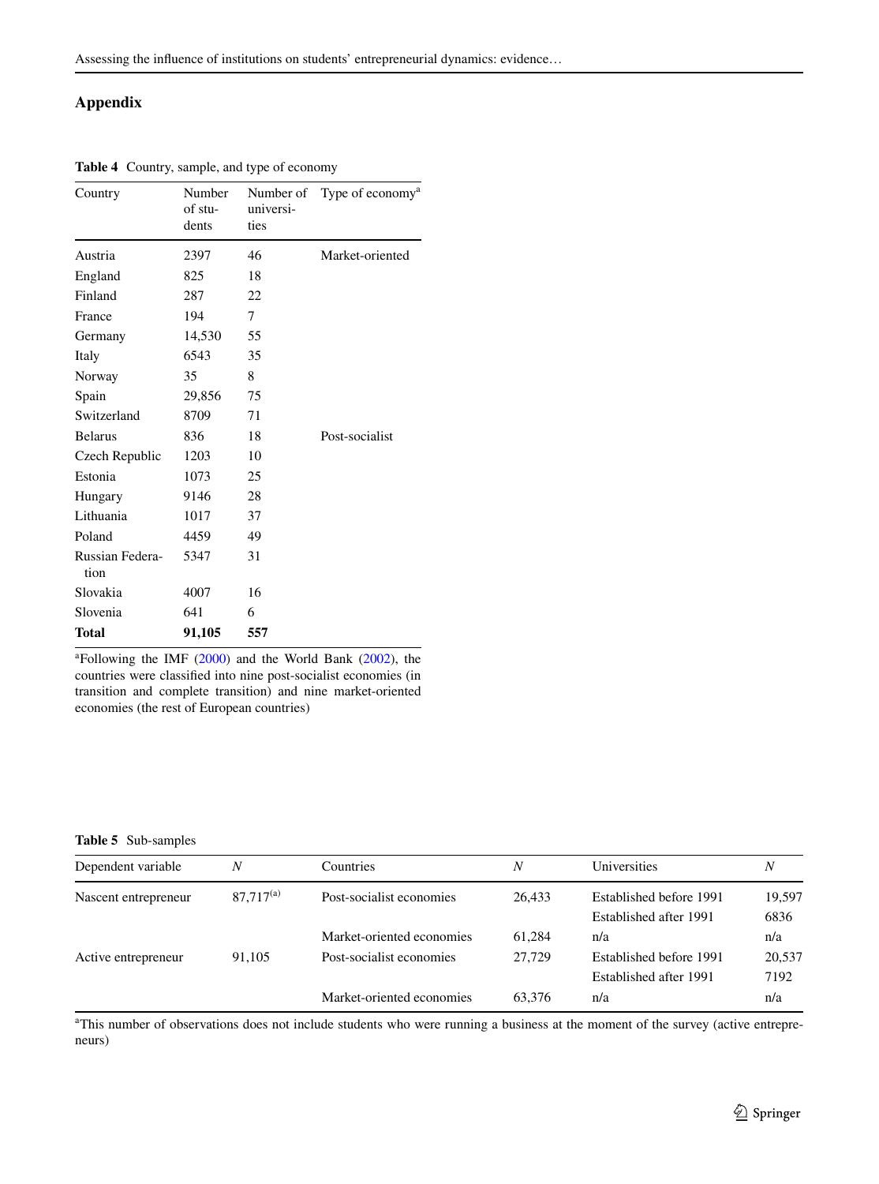## Appendix

**Table 4** Country, sample, and type of economy

| Country | Number of students | Number of universities | Type of economy[a] |
|---|---|---|---|
| Austria | 2397 | 46 | Market-oriented |
| England | 825 | 18 | |
| Finland | 287 | 22 | |
| France | 194 | 7 | |
| Germany | 14,530 | 55 | |
| Italy | 6543 | 35 | |
| Norway | 35 | 8 | |
| Spain | 29,856 | 75 | |
| Switzerland | 8709 | 71 | |
| Belarus | 836 | 18 | Post-socialist |
| Czech Republic | 1203 | 10 | |
| Estonia | 1073 | 25 | |
| Hungary | 9146 | 28 | |
| Lithuania | 1017 | 37 | |
| Poland | 4459 | 49 | |
| Russian Federation | 5347 | 31 | |
| Slovakia | 4007 | 16 | |
| Slovenia | 641 | 6 | |
| **Total** | **91,105** | **557** | |

[a]Following the IMF (2000) and the World Bank (2002), the countries were classified into nine post-socialist economies (in transition and complete transition) and nine market-oriented economies (the rest of European countries)

**Table 5** Sub-samples

| Dependent variable | *N* | Countries | *N* | Universities | *N* |
|---|---|---|---|---|---|
| Nascent entrepreneur | 87,717[(a)] | Post-socialist economies | 26,433 | Established before 1991 | 19,597 |
| | | | | Established after 1991 | 6836 |
| | | Market-oriented economies | 61,284 | n/a | n/a |
| Active entrepreneur | 91,105 | Post-socialist economies | 27,729 | Established before 1991 | 20,537 |
| | | | | Established after 1991 | 7192 |
| | | Market-oriented economies | 63,376 | n/a | n/a |

[a]This number of observations does not include students who were running a business at the moment of the survey (active entrepreneurs)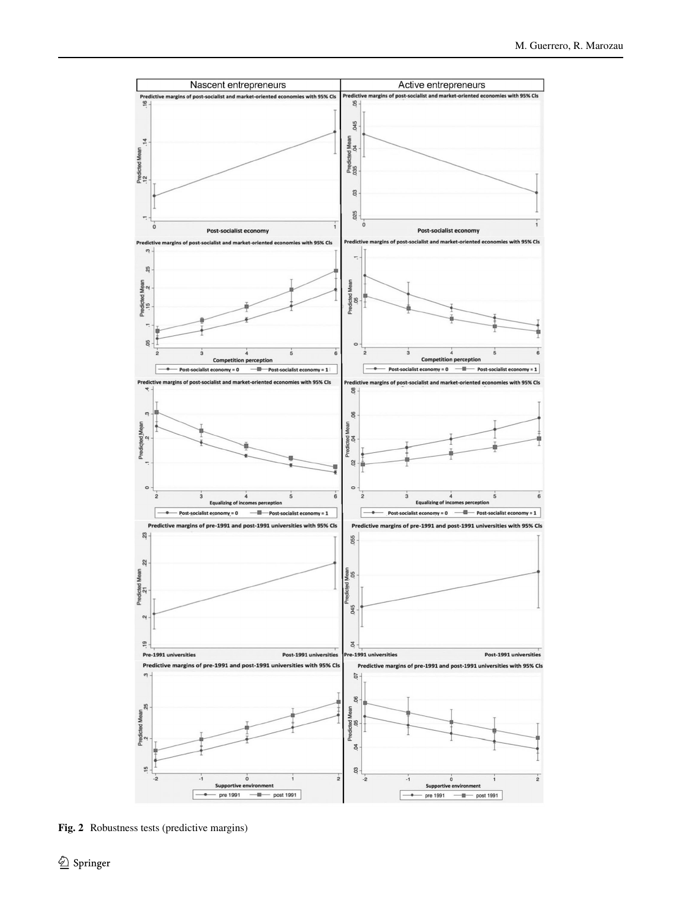Fig. 2 Robustness tests (predictive margins)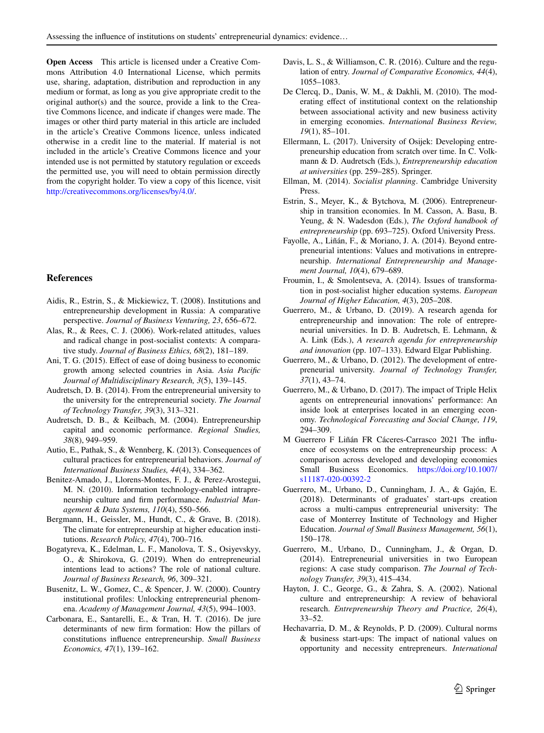**Open Access** This article is licensed under a Creative Commons Attribution 4.0 International License, which permits use, sharing, adaptation, distribution and reproduction in any medium or format, as long as you give appropriate credit to the original author(s) and the source, provide a link to the Creative Commons licence, and indicate if changes were made. The images or other third party material in this article are included in the article's Creative Commons licence, unless indicated otherwise in a credit line to the material. If material is not included in the article's Creative Commons licence and your intended use is not permitted by statutory regulation or exceeds the permitted use, you will need to obtain permission directly from the copyright holder. To view a copy of this licence, visit http://creativecommons.org/licenses/by/4.0/.

## References

Aidis, R., Estrin, S., & Mickiewicz, T. (2008). Institutions and entrepreneurship development in Russia: A comparative perspective. *Journal of Business Venturing, 23*, 656–672.

Alas, R., & Rees, C. J. (2006). Work-related attitudes, values and radical change in post-socialist contexts: A comparative study. *Journal of Business Ethics, 68*(2), 181–189.

Ani, T. G. (2015). Effect of ease of doing business to economic growth among selected countries in Asia. *Asia Pacific Journal of Multidisciplinary Research, 3*(5), 139–145.

Audretsch, D. B. (2014). From the entrepreneurial university to the university for the entrepreneurial society. *The Journal of Technology Transfer, 39*(3), 313–321.

Audretsch, D. B., & Keilbach, M. (2004). Entrepreneurship capital and economic performance. *Regional Studies, 38*(8), 949–959.

Autio, E., Pathak, S., & Wennberg, K. (2013). Consequences of cultural practices for entrepreneurial behaviors. *Journal of International Business Studies, 44*(4), 334–362.

Benitez-Amado, J., Llorens-Montes, F. J., & Perez-Arostegui, M. N. (2010). Information technology-enabled intrapreneurship culture and firm performance. *Industrial Management & Data Systems, 110*(4), 550–566.

Bergmann, H., Geissler, M., Hundt, C., & Grave, B. (2018). The climate for entrepreneurship at higher education institutions. *Research Policy, 47*(4), 700–716.

Bogatyreva, K., Edelman, L. F., Manolova, T. S., Osiyevskyy, O., & Shirokova, G. (2019). When do entrepreneurial intentions lead to actions? The role of national culture. *Journal of Business Research, 96*, 309–321.

Busenitz, L. W., Gomez, C., & Spencer, J. W. (2000). Country institutional profiles: Unlocking entrepreneurial phenomena. *Academy of Management Journal, 43*(5), 994–1003.

Carbonara, E., Santarelli, E., & Tran, H. T. (2016). De jure determinants of new firm formation: How the pillars of constitutions influence entrepreneurship. *Small Business Economics, 47*(1), 139–162.

Davis, L. S., & Williamson, C. R. (2016). Culture and the regulation of entry. *Journal of Comparative Economics, 44*(4), 1055–1083.

De Clercq, D., Danis, W. M., & Dakhli, M. (2010). The moderating effect of institutional context on the relationship between associational activity and new business activity in emerging economies. *International Business Review, 19*(1), 85–101.

Ellermann, L. (2017). University of Osijek: Developing entrepreneurship education from scratch over time. In C. Volkmann & D. Audretsch (Eds.), *Entrepreneurship education at universities* (pp. 259–285). Springer.

Ellman, M. (2014). *Socialist planning*. Cambridge University Press.

Estrin, S., Meyer, K., & Bytchova, M. (2006). Entrepreneurship in transition economies. In M. Casson, A. Basu, B. Yeung, & N. Wadesdon (Eds.), *The Oxford handbook of entrepreneurship* (pp. 693–725). Oxford University Press.

Fayolle, A., Liñán, F., & Moriano, J. A. (2014). Beyond entrepreneurial intentions: Values and motivations in entrepreneurship. *International Entrepreneurship and Management Journal, 10*(4), 679–689.

Froumin, I., & Smolentseva, A. (2014). Issues of transformation in post-socialist higher education systems. *European Journal of Higher Education, 4*(3), 205–208.

Guerrero, M., & Urbano, D. (2019). A research agenda for entrepreneurship and innovation: The role of entrepreneurial universities. In D. B. Audretsch, E. Lehmann, & A. Link (Eds.), *A research agenda for entrepreneurship and innovation* (pp. 107–133). Edward Elgar Publishing.

Guerrero, M., & Urbano, D. (2012). The development of entrepreneurial university. *Journal of Technology Transfer, 37*(1), 43–74.

Guerrero, M., & Urbano, D. (2017). The impact of Triple Helix agents on entrepreneurial innovations' performance: An inside look at enterprises located in an emerging economy. *Technological Forecasting and Social Change, 119*, 294–309.

M Guerrero F Liñán FR Cáceres-Carrasco 2021 The influence of ecosystems on the entrepreneurship process: A comparison across developed and developing economies Small Business Economics. https://doi.org/10.1007/s11187-020-00392-2

Guerrero, M., Urbano, D., Cunningham, J. A., & Gajón, E. (2018). Determinants of graduates' start-ups creation across a multi-campus entrepreneurial university: The case of Monterrey Institute of Technology and Higher Education. *Journal of Small Business Management, 56*(1), 150–178.

Guerrero, M., Urbano, D., Cunningham, J., & Organ, D. (2014). Entrepreneurial universities in two European regions: A case study comparison. *The Journal of Technology Transfer, 39*(3), 415–434.

Hayton, J. C., George, G., & Zahra, S. A. (2002). National culture and entrepreneurship: A review of behavioral research. *Entrepreneurship Theory and Practice, 26*(4), 33–52.

Hechavarria, D. M., & Reynolds, P. D. (2009). Cultural norms & business start-ups: The impact of national values on opportunity and necessity entrepreneurs. *International*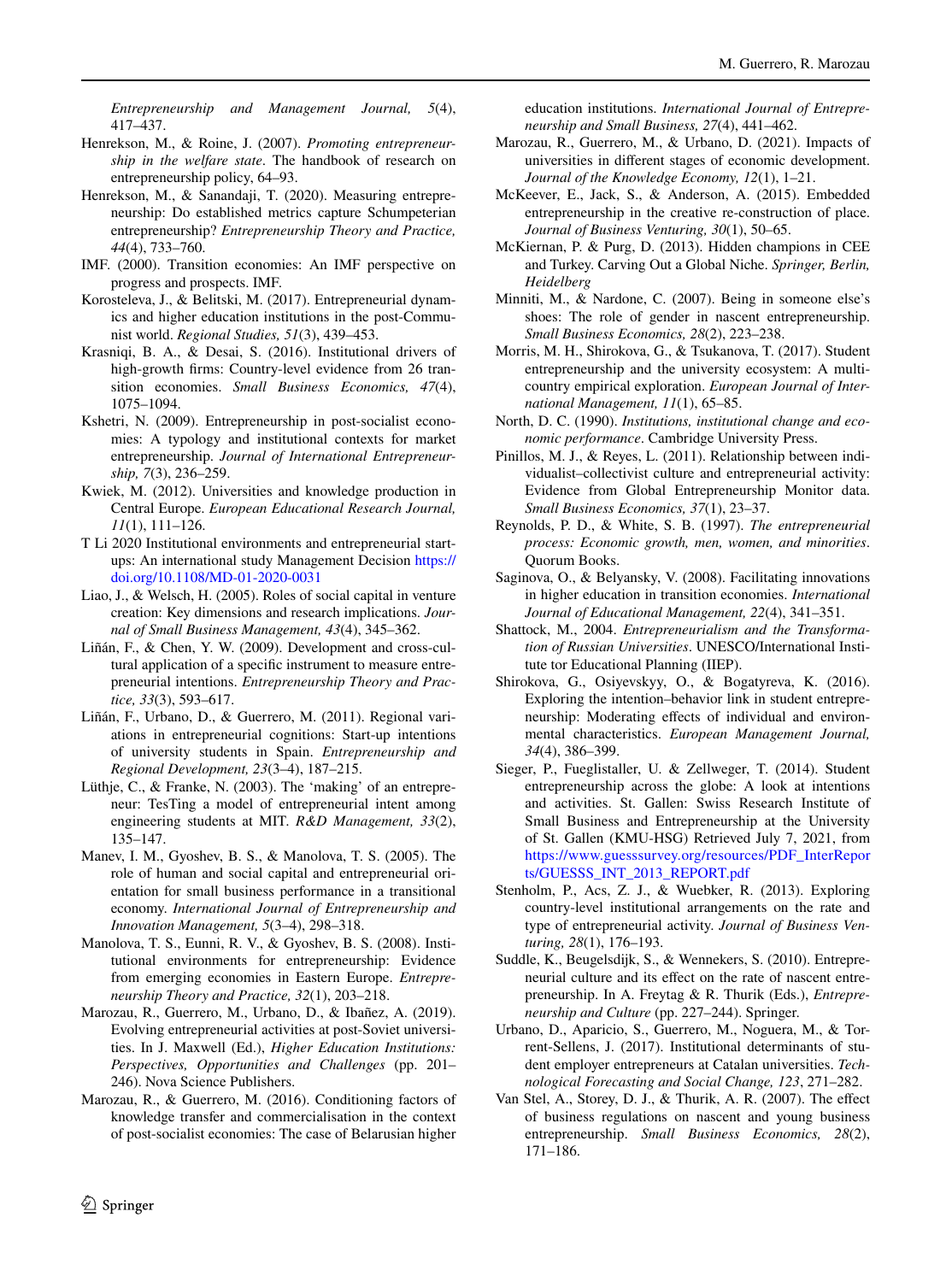*Entrepreneurship and Management Journal, 5*(4), 417–437.

Henrekson, M., & Roine, J. (2007). *Promoting entrepreneurship in the welfare state*. The handbook of research on entrepreneurship policy, 64–93.

Henrekson, M., & Sanandaji, T. (2020). Measuring entrepreneurship: Do established metrics capture Schumpeterian entrepreneurship? *Entrepreneurship Theory and Practice, 44*(4), 733–760.

IMF. (2000). Transition economies: An IMF perspective on progress and prospects. IMF.

Korosteleva, J., & Belitski, M. (2017). Entrepreneurial dynamics and higher education institutions in the post-Communist world. *Regional Studies, 51*(3), 439–453.

Krasniqi, B. A., & Desai, S. (2016). Institutional drivers of high-growth firms: Country-level evidence from 26 transition economies. *Small Business Economics, 47*(4), 1075–1094.

Kshetri, N. (2009). Entrepreneurship in post-socialist economies: A typology and institutional contexts for market entrepreneurship. *Journal of International Entrepreneurship, 7*(3), 236–259.

Kwiek, M. (2012). Universities and knowledge production in Central Europe. *European Educational Research Journal, 11*(1), 111–126.

T Li 2020 Institutional environments and entrepreneurial start-ups: An international study Management Decision https://doi.org/10.1108/MD-01-2020-0031

Liao, J., & Welsch, H. (2005). Roles of social capital in venture creation: Key dimensions and research implications. *Journal of Small Business Management, 43*(4), 345–362.

Liñán, F., & Chen, Y. W. (2009). Development and cross-cultural application of a specific instrument to measure entrepreneurial intentions. *Entrepreneurship Theory and Practice, 33*(3), 593–617.

Liñán, F., Urbano, D., & Guerrero, M. (2011). Regional variations in entrepreneurial cognitions: Start-up intentions of university students in Spain. *Entrepreneurship and Regional Development, 23*(3–4), 187–215.

Lüthje, C., & Franke, N. (2003). The 'making' of an entrepreneur: TesTing a model of entrepreneurial intent among engineering students at MIT. *R&D Management, 33*(2), 135–147.

Manev, I. M., Gyoshev, B. S., & Manolova, T. S. (2005). The role of human and social capital and entrepreneurial orientation for small business performance in a transitional economy. *International Journal of Entrepreneurship and Innovation Management, 5*(3–4), 298–318.

Manolova, T. S., Eunni, R. V., & Gyoshev, B. S. (2008). Institutional environments for entrepreneurship: Evidence from emerging economies in Eastern Europe. *Entrepreneurship Theory and Practice, 32*(1), 203–218.

Marozau, R., Guerrero, M., Urbano, D., & Ibañez, A. (2019). Evolving entrepreneurial activities at post-Soviet universities. In J. Maxwell (Ed.), *Higher Education Institutions: Perspectives, Opportunities and Challenges* (pp. 201–246). Nova Science Publishers.

Marozau, R., & Guerrero, M. (2016). Conditioning factors of knowledge transfer and commercialisation in the context of post-socialist economies: The case of Belarusian higher education institutions. *International Journal of Entrepreneurship and Small Business, 27*(4), 441–462.

Marozau, R., Guerrero, M., & Urbano, D. (2021). Impacts of universities in different stages of economic development. *Journal of the Knowledge Economy, 12*(1), 1–21.

McKeever, E., Jack, S., & Anderson, A. (2015). Embedded entrepreneurship in the creative re-construction of place. *Journal of Business Venturing, 30*(1), 50–65.

McKiernan, P. & Purg, D. (2013). Hidden champions in CEE and Turkey. Carving Out a Global Niche. *Springer, Berlin, Heidelberg*

Minniti, M., & Nardone, C. (2007). Being in someone else's shoes: The role of gender in nascent entrepreneurship. *Small Business Economics, 28*(2), 223–238.

Morris, M. H., Shirokova, G., & Tsukanova, T. (2017). Student entrepreneurship and the university ecosystem: A multi-country empirical exploration. *European Journal of International Management, 11*(1), 65–85.

North, D. C. (1990). *Institutions, institutional change and economic performance*. Cambridge University Press.

Pinillos, M. J., & Reyes, L. (2011). Relationship between individualist–collectivist culture and entrepreneurial activity: Evidence from Global Entrepreneurship Monitor data. *Small Business Economics, 37*(1), 23–37.

Reynolds, P. D., & White, S. B. (1997). *The entrepreneurial process: Economic growth, men, women, and minorities*. Quorum Books.

Saginova, O., & Belyansky, V. (2008). Facilitating innovations in higher education in transition economies. *International Journal of Educational Management, 22*(4), 341–351.

Shattock, M., 2004. *Entrepreneurialism and the Transformation of Russian Universities*. UNESCO/International Institute tor Educational Planning (IIEP).

Shirokova, G., Osiyevskyy, O., & Bogatyreva, K. (2016). Exploring the intention–behavior link in student entrepreneurship: Moderating effects of individual and environmental characteristics. *European Management Journal, 34*(4), 386–399.

Sieger, P., Fueglistaller, U. & Zellweger, T. (2014). Student entrepreneurship across the globe: A look at intentions and activities. St. Gallen: Swiss Research Institute of Small Business and Entrepreneurship at the University of St. Gallen (KMU-HSG) Retrieved July 7, 2021, from https://www.guesssurvey.org/resources/PDF_InterReports/GUESSS_INT_2013_REPORT.pdf

Stenholm, P., Acs, Z. J., & Wuebker, R. (2013). Exploring country-level institutional arrangements on the rate and type of entrepreneurial activity. *Journal of Business Venturing, 28*(1), 176–193.

Suddle, K., Beugelsdijk, S., & Wennekers, S. (2010). Entrepreneurial culture and its effect on the rate of nascent entrepreneurship. In A. Freytag & R. Thurik (Eds.), *Entrepreneurship and Culture* (pp. 227–244). Springer.

Urbano, D., Aparicio, S., Guerrero, M., Noguera, M., & Torrent-Sellens, J. (2017). Institutional determinants of student employer entrepreneurs at Catalan universities. *Technological Forecasting and Social Change, 123*, 271–282.

Van Stel, A., Storey, D. J., & Thurik, A. R. (2007). The effect of business regulations on nascent and young business entrepreneurship. *Small Business Economics, 28*(2), 171–186.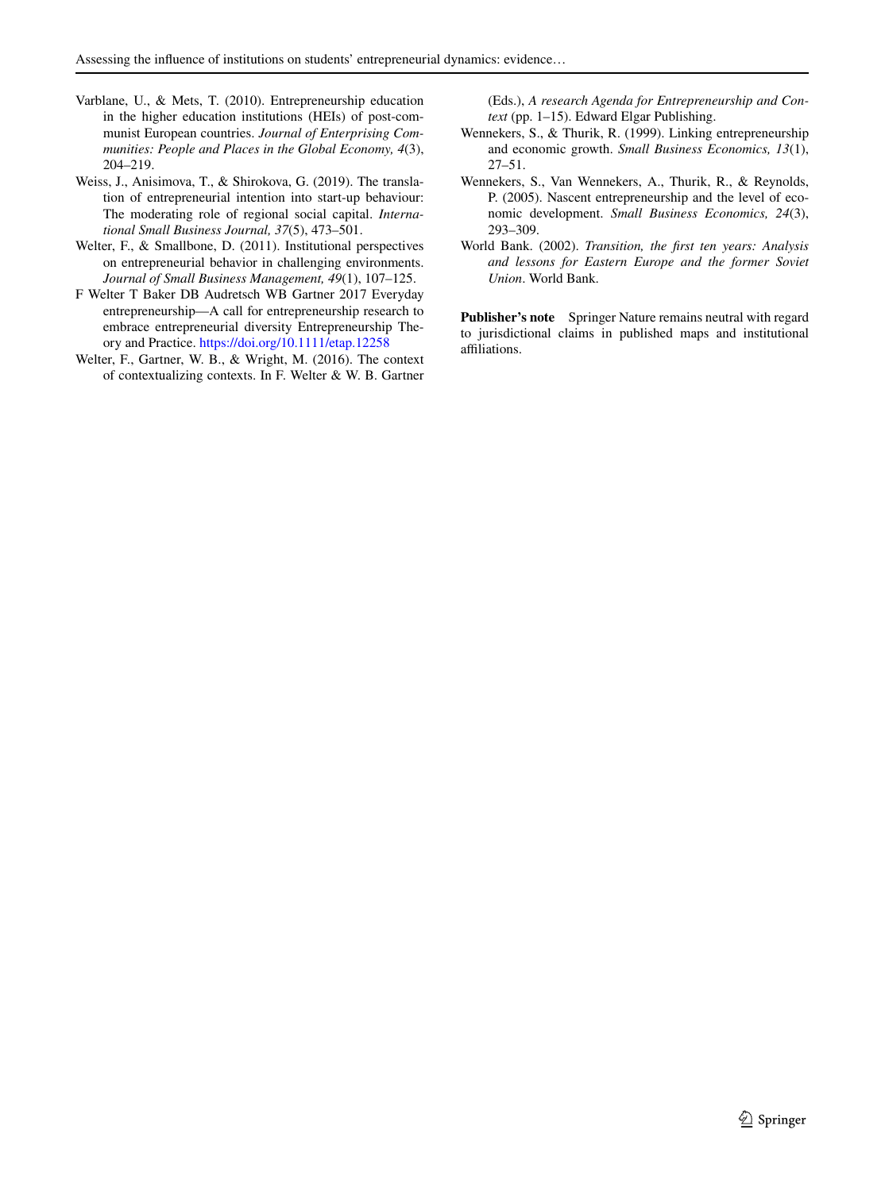Varblane, U., & Mets, T. (2010). Entrepreneurship education in the higher education institutions (HEIs) of post-communist European countries. *Journal of Enterprising Communities: People and Places in the Global Economy, 4*(3), 204–219.

Weiss, J., Anisimova, T., & Shirokova, G. (2019). The translation of entrepreneurial intention into start-up behaviour: The moderating role of regional social capital. *International Small Business Journal, 37*(5), 473–501.

Welter, F., & Smallbone, D. (2011). Institutional perspectives on entrepreneurial behavior in challenging environments. *Journal of Small Business Management, 49*(1), 107–125.

F Welter T Baker DB Audretsch WB Gartner 2017 Everyday entrepreneurship—A call for entrepreneurship research to embrace entrepreneurial diversity Entrepreneurship Theory and Practice. https://doi.org/10.1111/etap.12258

Welter, F., Gartner, W. B., & Wright, M. (2016). The context of contextualizing contexts. In F. Welter & W. B. Gartner (Eds.), *A research Agenda for Entrepreneurship and Context* (pp. 1–15). Edward Elgar Publishing.

Wennekers, S., & Thurik, R. (1999). Linking entrepreneurship and economic growth. *Small Business Economics, 13*(1), 27–51.

Wennekers, S., Van Wennekers, A., Thurik, R., & Reynolds, P. (2005). Nascent entrepreneurship and the level of economic development. *Small Business Economics, 24*(3), 293–309.

World Bank. (2002). *Transition, the first ten years: Analysis and lessons for Eastern Europe and the former Soviet Union*. World Bank.

**Publisher's note** Springer Nature remains neutral with regard to jurisdictional claims in published maps and institutional affiliations.